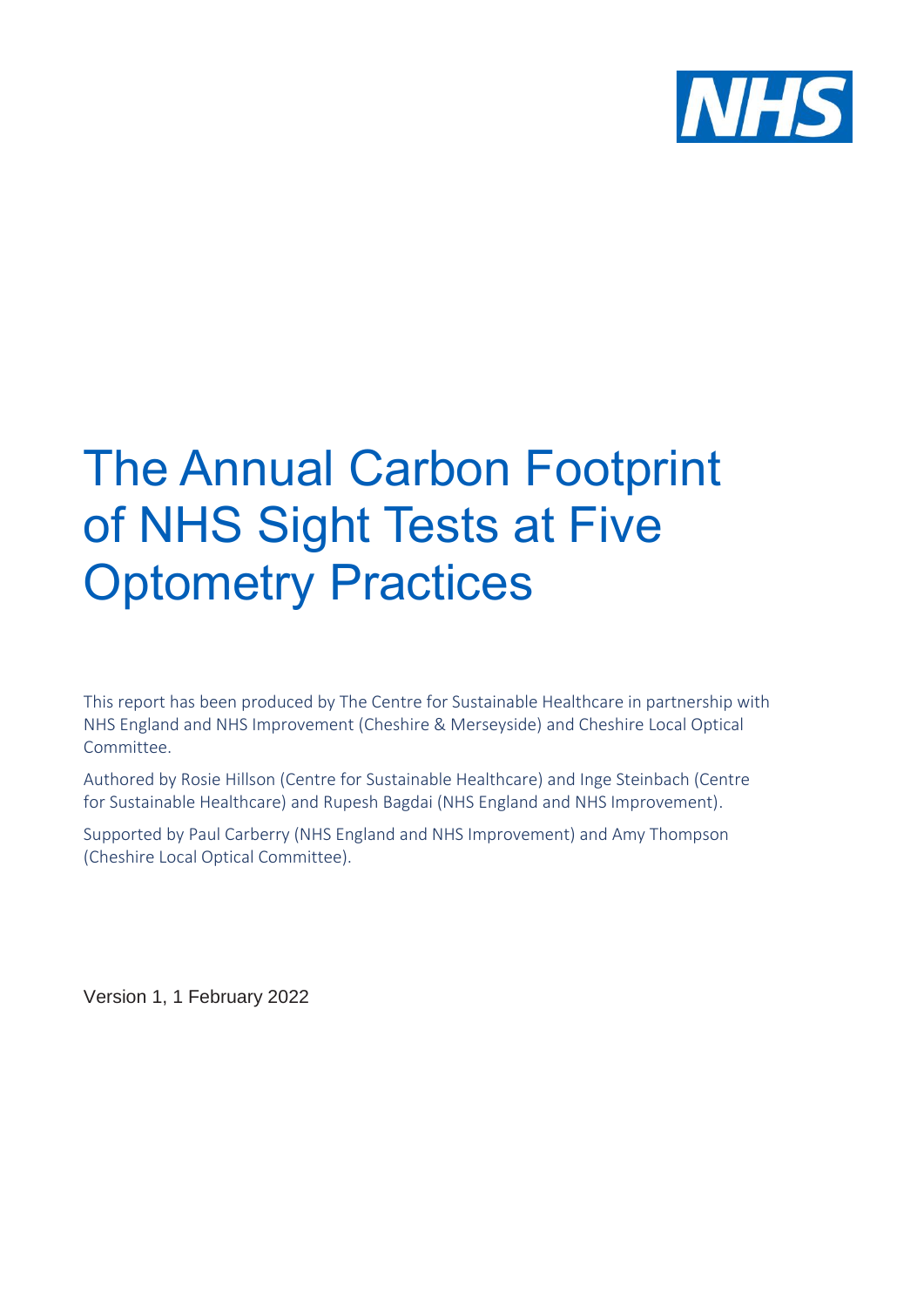# The Annual Carbon Footprint of NHS Sight Tests at Five Optometry Practices

This report has been produced by The Centre for Sustainable Healthcare in partnership with NHS England and NHS Improvement (Cheshire & Merseyside) and Cheshire Local Optical Committee.

Authored by Rosie Hillson (Centre for Sustainable Healthcare) and Inge Steinbach (Centre for Sustainable Healthcare) and Rupesh Bagdai (NHS England and NHS Improvement).

Supported by Paul Carberry (NHS England and NHS Improvement) and Amy Thompson (Cheshire Local Optical Committee).

Version 1, 1 February 2022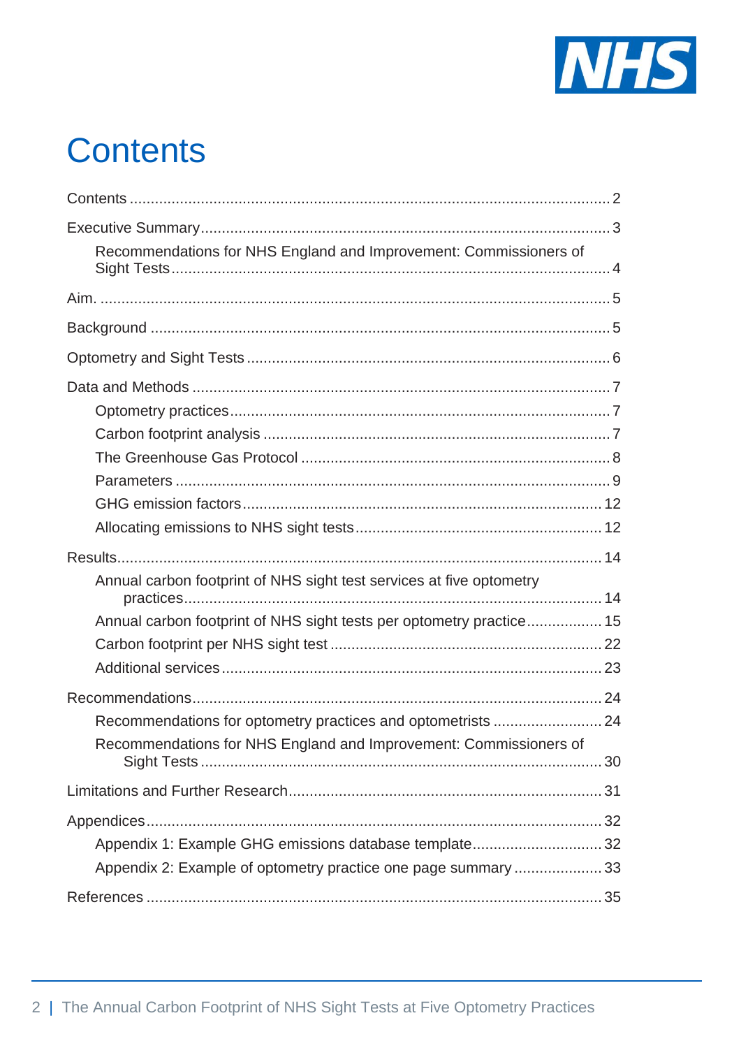# Contents

- Contents ... 2
- Executive Summary ... 3
    - Recommendations for NHS England and Improvement: Commissioners of Sight Tests ... 4
- Aim. ... 5
- Background ... 5
- Optometry and Sight Tests ... 6
- Data and Methods ... 7
    - Optometry practices ... 7
    - Carbon footprint analysis ... 7
    - The Greenhouse Gas Protocol ... 8
    - Parameters ... 9
    - GHG emission factors ... 12
    - Allocating emissions to NHS sight tests ... 12
- Results ... 14
    - Annual carbon footprint of NHS sight test services at five optometry practices ... 14
    - Annual carbon footprint of NHS sight tests per optometry practice ... 15
    - Carbon footprint per NHS sight test ... 22
    - Additional services ... 23
- Recommendations ... 24
    - Recommendations for optometry practices and optometrists ... 24
    - Recommendations for NHS England and Improvement: Commissioners of Sight Tests ... 30
- Limitations and Further Research ... 31
- Appendices ... 32
    - Appendix 1: Example GHG emissions database template ... 32
    - Appendix 2: Example of optometry practice one page summary ... 33
- References ... 35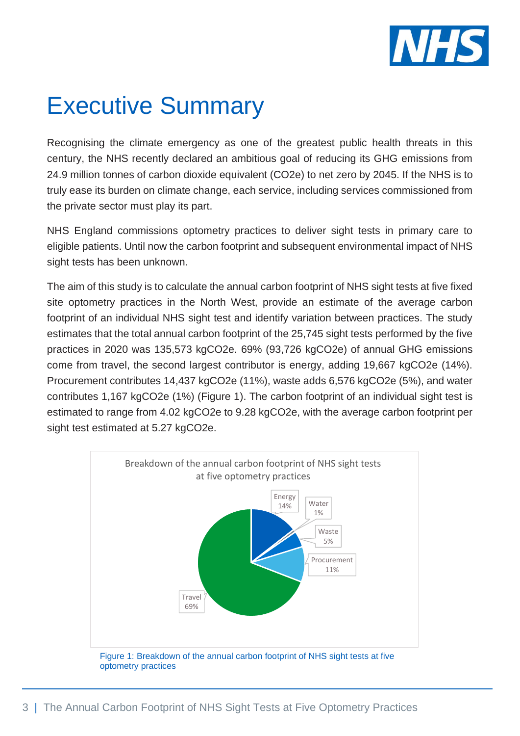# Executive Summary

Recognising the climate emergency as one of the greatest public health threats in this century, the NHS recently declared an ambitious goal of reducing its GHG emissions from 24.9 million tonnes of carbon dioxide equivalent ($CO_2e$) to net zero by 2045. If the NHS is to truly ease its burden on climate change, each service, including services commissioned from the private sector must play its part.

NHS England commissions optometry practices to deliver sight tests in primary care to eligible patients. Until now the carbon footprint and subsequent environmental impact of NHS sight tests has been unknown.

The aim of this study is to calculate the annual carbon footprint of NHS sight tests at five fixed site optometry practices in the North West, provide an estimate of the average carbon footprint of an individual NHS sight test and identify variation between practices. The study estimates that the total annual carbon footprint of the 25,745 sight tests performed by the five practices in 2020 was 135,573 $kgCO_2e$. 69% (93,726 $kgCO_2e$) of annual GHG emissions come from travel, the second largest contributor is energy, adding 19,667 $kgCO_2e$ (14%). Procurement contributes 14,437 $kgCO_2e$ (11%), waste adds 6,576 $kgCO_2e$ (5%), and water contributes 1,167 $kgCO_2e$ (1%) (Figure 1). The carbon footprint of an individual sight test is estimated to range from 4.02 $kgCO_2e$ to 9.28 $kgCO_2e$, with the average carbon footprint per sight test estimated at 5.27 $kgCO_2e$.

Breakdown of the annual carbon footprint of NHS sight tests at five optometry practices

| Category | Share |
| --- | --- |
| Travel | 69% |
| Energy | 14% |
| Procurement | 11% |
| Waste | 5% |
| Water | 1% |

Figure 1: Breakdown of the annual carbon footprint of NHS sight tests at five optometry practices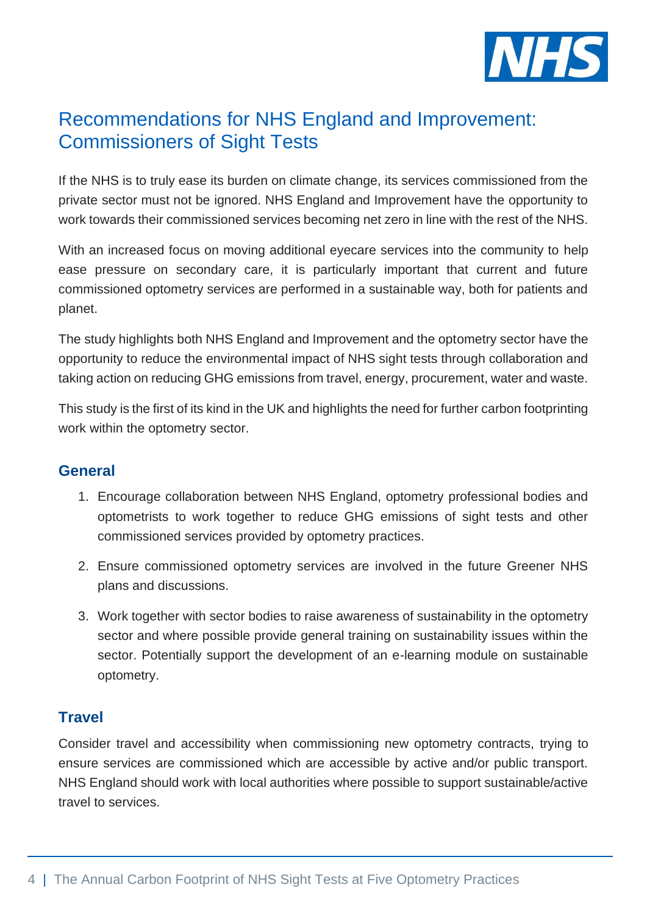# Recommendations for NHS England and Improvement: Commissioners of Sight Tests

If the NHS is to truly ease its burden on climate change, its services commissioned from the private sector must not be ignored. NHS England and Improvement have the opportunity to work towards their commissioned services becoming net zero in line with the rest of the NHS.

With an increased focus on moving additional eyecare services into the community to help ease pressure on secondary care, it is particularly important that current and future commissioned optometry services are performed in a sustainable way, both for patients and planet.

The study highlights both NHS England and Improvement and the optometry sector have the opportunity to reduce the environmental impact of NHS sight tests through collaboration and taking action on reducing GHG emissions from travel, energy, procurement, water and waste.

This study is the first of its kind in the UK and highlights the need for further carbon footprinting work within the optometry sector.

## General

1. Encourage collaboration between NHS England, optometry professional bodies and optometrists to work together to reduce GHG emissions of sight tests and other commissioned services provided by optometry practices.
2. Ensure commissioned optometry services are involved in the future Greener NHS plans and discussions.
3. Work together with sector bodies to raise awareness of sustainability in the optometry sector and where possible provide general training on sustainability issues within the sector. Potentially support the development of an e-learning module on sustainable optometry.

## Travel

Consider travel and accessibility when commissioning new optometry contracts, trying to ensure services are commissioned which are accessible by active and/or public transport. NHS England should work with local authorities where possible to support sustainable/active travel to services.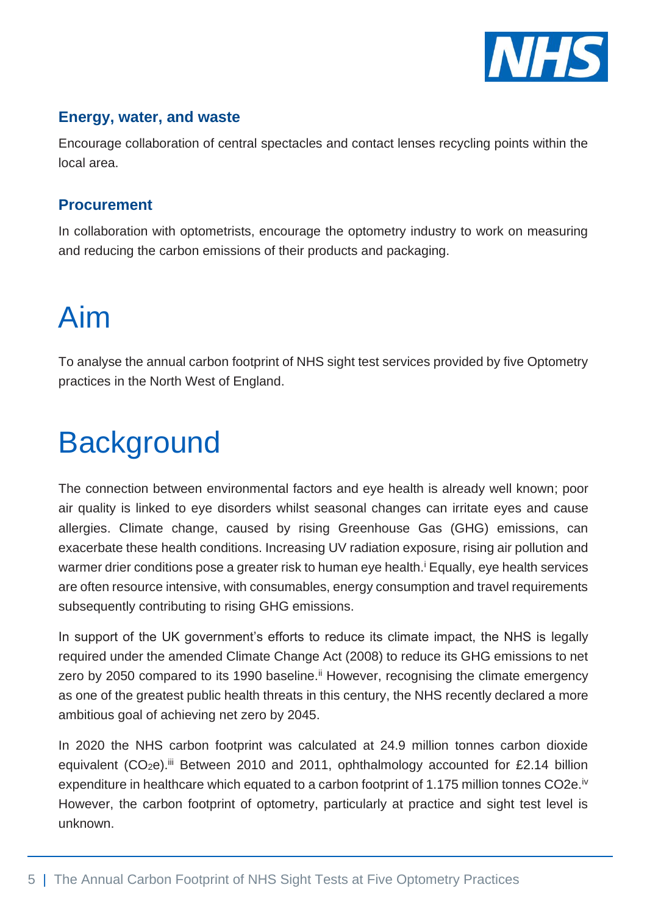### Energy, water, and waste

Encourage collaboration of central spectacles and contact lenses recycling points within the local area.

### Procurement

In collaboration with optometrists, encourage the optometry industry to work on measuring and reducing the carbon emissions of their products and packaging.

# Aim

To analyse the annual carbon footprint of NHS sight test services provided by five Optometry practices in the North West of England.

# Background

The connection between environmental factors and eye health is already well known; poor air quality is linked to eye disorders whilst seasonal changes can irritate eyes and cause allergies. Climate change, caused by rising Greenhouse Gas (GHG) emissions, can exacerbate these health conditions. Increasing UV radiation exposure, rising air pollution and warmer drier conditions pose a greater risk to human eye health.[i] Equally, eye health services are often resource intensive, with consumables, energy consumption and travel requirements subsequently contributing to rising GHG emissions.

In support of the UK government's efforts to reduce its climate impact, the NHS is legally required under the amended Climate Change Act (2008) to reduce its GHG emissions to net zero by 2050 compared to its 1990 baseline.[ii] However, recognising the climate emergency as one of the greatest public health threats in this century, the NHS recently declared a more ambitious goal of achieving net zero by 2045.

In 2020 the NHS carbon footprint was calculated at 24.9 million tonnes carbon dioxide equivalent ($CO_2e$).[iii] Between 2010 and 2011, ophthalmology accounted for £2.14 billion expenditure in healthcare which equated to a carbon footprint of 1.175 million tonnes CO2e.[iv] However, the carbon footprint of optometry, particularly at practice and sight test level is unknown.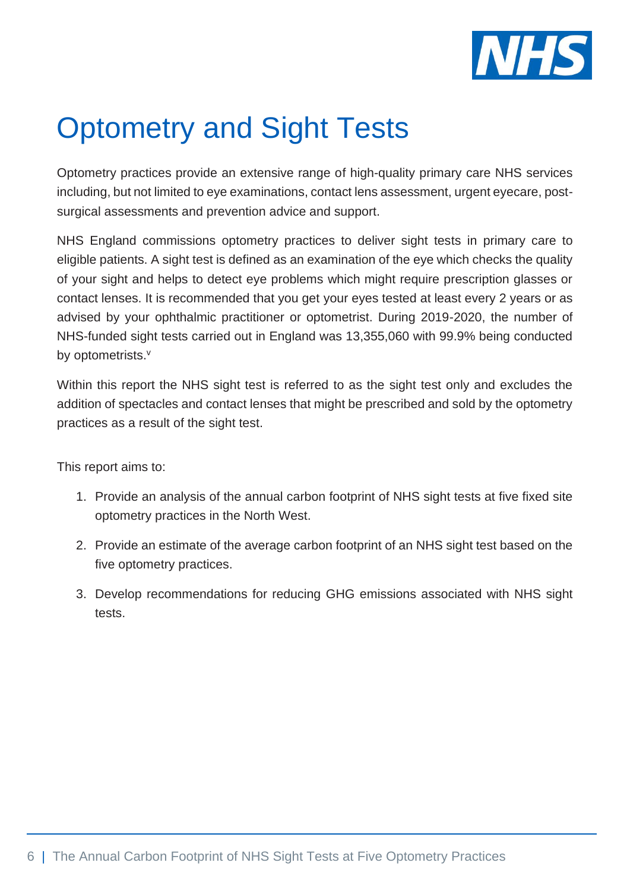# Optometry and Sight Tests

Optometry practices provide an extensive range of high-quality primary care NHS services including, but not limited to eye examinations, contact lens assessment, urgent eyecare, post-surgical assessments and prevention advice and support.

NHS England commissions optometry practices to deliver sight tests in primary care to eligible patients. A sight test is defined as an examination of the eye which checks the quality of your sight and helps to detect eye problems which might require prescription glasses or contact lenses. It is recommended that you get your eyes tested at least every 2 years or as advised by your ophthalmic practitioner or optometrist. During 2019-2020, the number of NHS-funded sight tests carried out in England was 13,355,060 with 99.9% being conducted by optometrists.[v]

Within this report the NHS sight test is referred to as the sight test only and excludes the addition of spectacles and contact lenses that might be prescribed and sold by the optometry practices as a result of the sight test.

This report aims to:

1. Provide an analysis of the annual carbon footprint of NHS sight tests at five fixed site optometry practices in the North West.
2. Provide an estimate of the average carbon footprint of an NHS sight test based on the five optometry practices.
3. Develop recommendations for reducing GHG emissions associated with NHS sight tests.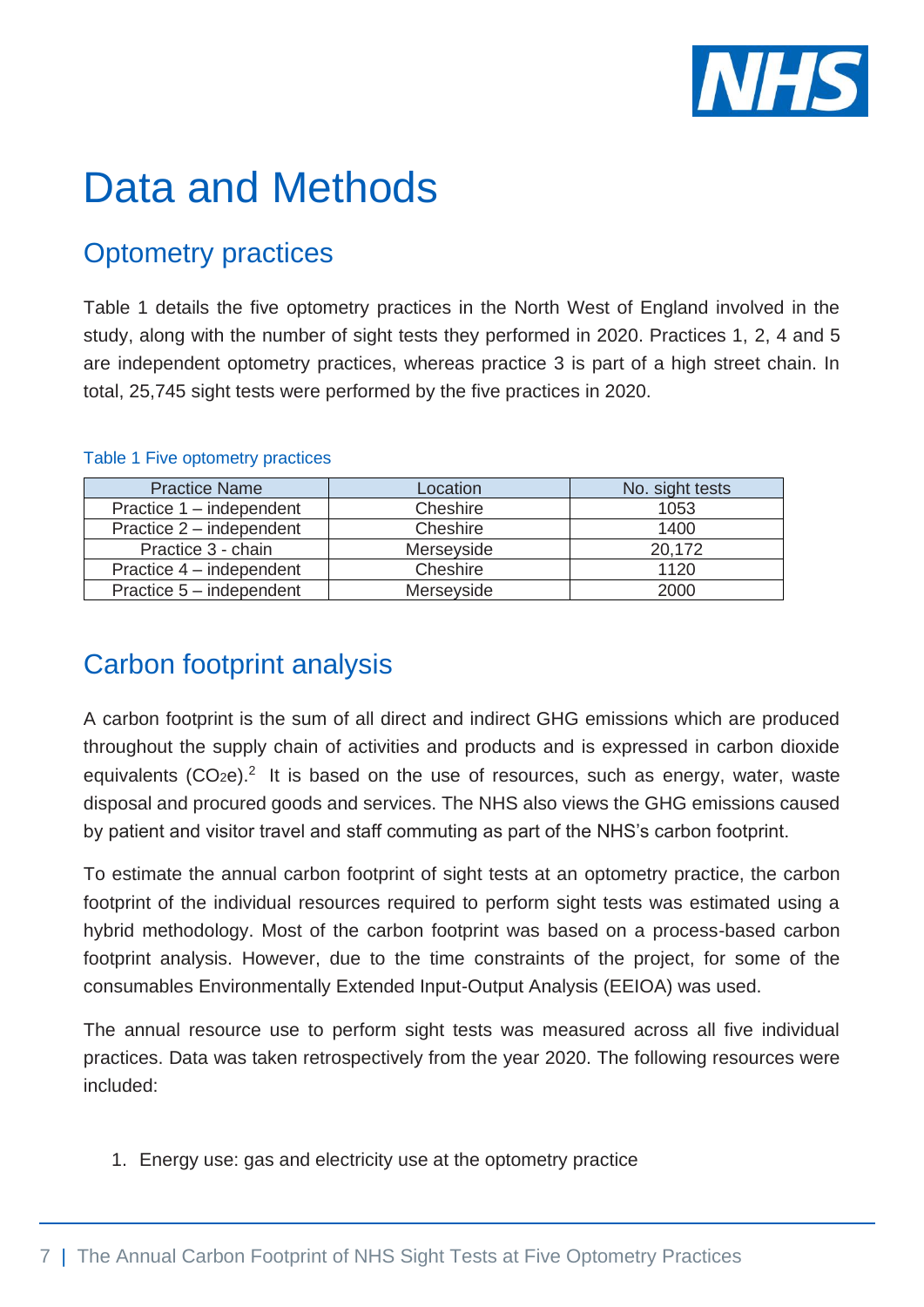# Data and Methods

## Optometry practices

Table 1 details the five optometry practices in the North West of England involved in the study, along with the number of sight tests they performed in 2020. Practices 1, 2, 4 and 5 are independent optometry practices, whereas practice 3 is part of a high street chain. In total, 25,745 sight tests were performed by the five practices in 2020.

Table 1 Five optometry practices

| Practice Name | Location | No. sight tests |
|---|---|---|
| Practice 1 – independent | Cheshire | 1053 |
| Practice 2 – independent | Cheshire | 1400 |
| Practice 3 - chain | Merseyside | 20,172 |
| Practice 4 – independent | Cheshire | 1120 |
| Practice 5 – independent | Merseyside | 2000 |

## Carbon footprint analysis

A carbon footprint is the sum of all direct and indirect GHG emissions which are produced throughout the supply chain of activities and products and is expressed in carbon dioxide equivalents ($CO_2e$).[2] It is based on the use of resources, such as energy, water, waste disposal and procured goods and services. The NHS also views the GHG emissions caused by patient and visitor travel and staff commuting as part of the NHS's carbon footprint.

To estimate the annual carbon footprint of sight tests at an optometry practice, the carbon footprint of the individual resources required to perform sight tests was estimated using a hybrid methodology. Most of the carbon footprint was based on a process-based carbon footprint analysis. However, due to the time constraints of the project, for some of the consumables Environmentally Extended Input-Output Analysis (EEIOA) was used.

The annual resource use to perform sight tests was measured across all five individual practices. Data was taken retrospectively from the year 2020. The following resources were included:

1. Energy use: gas and electricity use at the optometry practice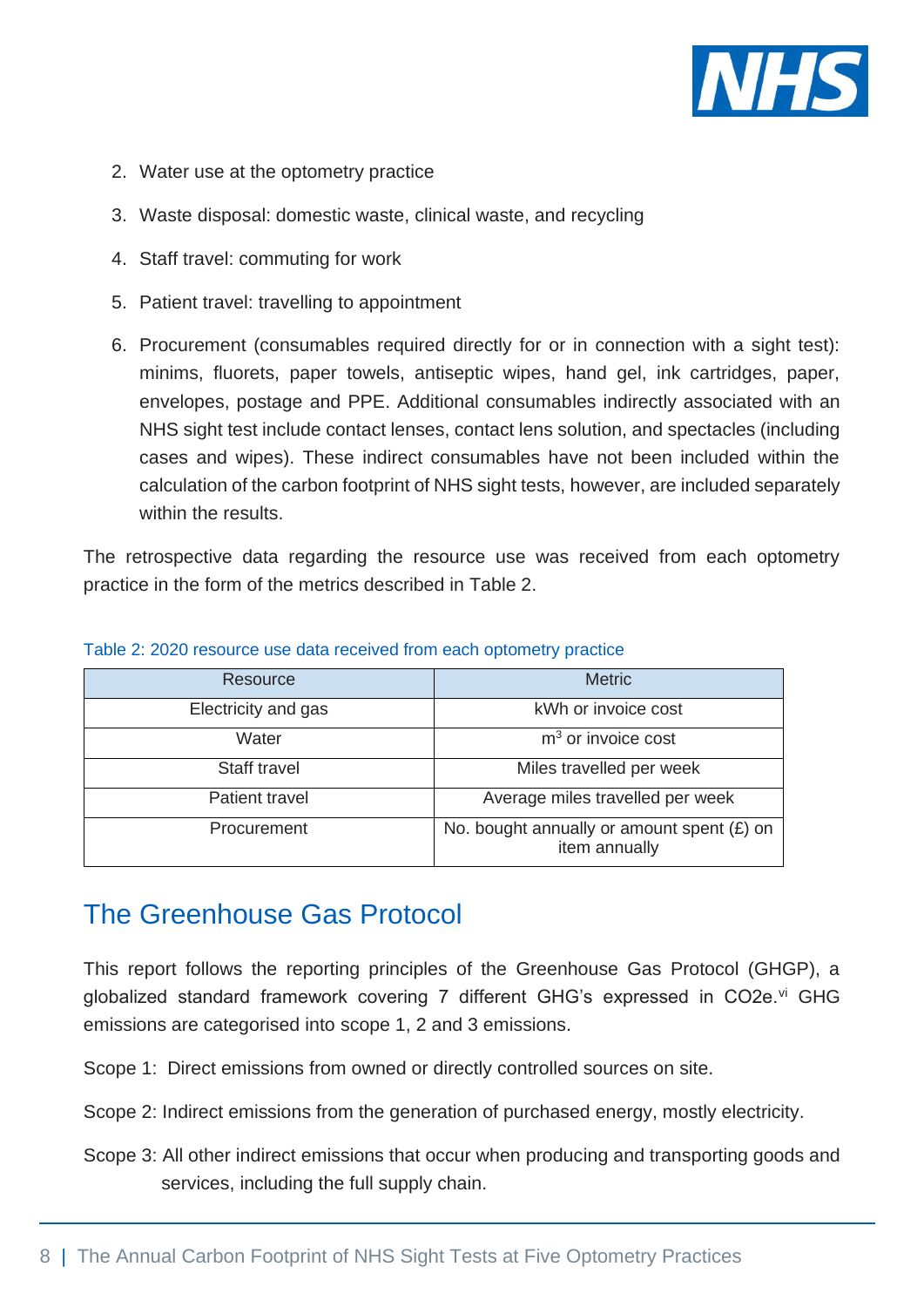2. Water use at the optometry practice
3. Waste disposal: domestic waste, clinical waste, and recycling
4. Staff travel: commuting for work
5. Patient travel: travelling to appointment
6. Procurement (consumables required directly for or in connection with a sight test): minims, fluorets, paper towels, antiseptic wipes, hand gel, ink cartridges, paper, envelopes, postage and PPE. Additional consumables indirectly associated with an NHS sight test include contact lenses, contact lens solution, and spectacles (including cases and wipes). These indirect consumables have not been included within the calculation of the carbon footprint of NHS sight tests, however, are included separately within the results.

The retrospective data regarding the resource use was received from each optometry practice in the form of the metrics described in Table 2.

Table 2: 2020 resource use data received from each optometry practice

| Resource | Metric |
|---|---|
| Electricity and gas | kWh or invoice cost |
| Water | $m^3$ or invoice cost |
| Staff travel | Miles travelled per week |
| Patient travel | Average miles travelled per week |
| Procurement | No. bought annually or amount spent (£) on item annually |

## The Greenhouse Gas Protocol

This report follows the reporting principles of the Greenhouse Gas Protocol (GHGP), a globalized standard framework covering 7 different GHG's expressed in CO2e.[vi] GHG emissions are categorised into scope 1, 2 and 3 emissions.

Scope 1: Direct emissions from owned or directly controlled sources on site.

Scope 2: Indirect emissions from the generation of purchased energy, mostly electricity.

Scope 3: All other indirect emissions that occur when producing and transporting goods and services, including the full supply chain.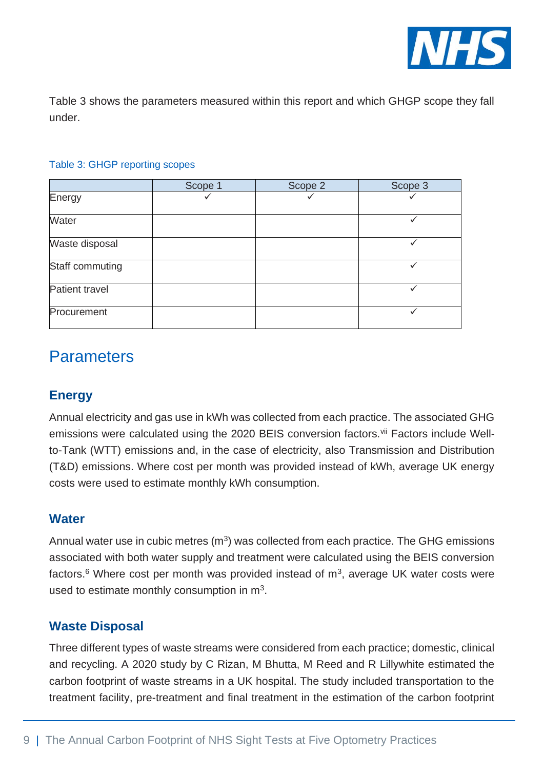Table 3 shows the parameters measured within this report and which GHGP scope they fall under.

Table 3: GHGP reporting scopes

| | Scope 1 | Scope 2 | Scope 3 |
|---|---|---|---|
| Energy | ✓ | ✓ | ✓ |
| Water | | | ✓ |
| Waste disposal | | | ✓ |
| Staff commuting | | | ✓ |
| Patient travel | | | ✓ |
| Procurement | | | ✓ |

# Parameters

## Energy

Annual electricity and gas use in kWh was collected from each practice. The associated GHG emissions were calculated using the 2020 BEIS conversion factors.[vii] Factors include Well-to-Tank (WTT) emissions and, in the case of electricity, also Transmission and Distribution (T&D) emissions. Where cost per month was provided instead of kWh, average UK energy costs were used to estimate monthly kWh consumption.

## Water

Annual water use in cubic metres ($m^3$) was collected from each practice. The GHG emissions associated with both water supply and treatment were calculated using the BEIS conversion factors.[6] Where cost per month was provided instead of $m^3$, average UK water costs were used to estimate monthly consumption in $m^3$.

## Waste Disposal

Three different types of waste streams were considered from each practice; domestic, clinical and recycling. A 2020 study by C Rizan, M Bhutta, M Reed and R Lillywhite estimated the carbon footprint of waste streams in a UK hospital. The study included transportation to the treatment facility, pre-treatment and final treatment in the estimation of the carbon footprint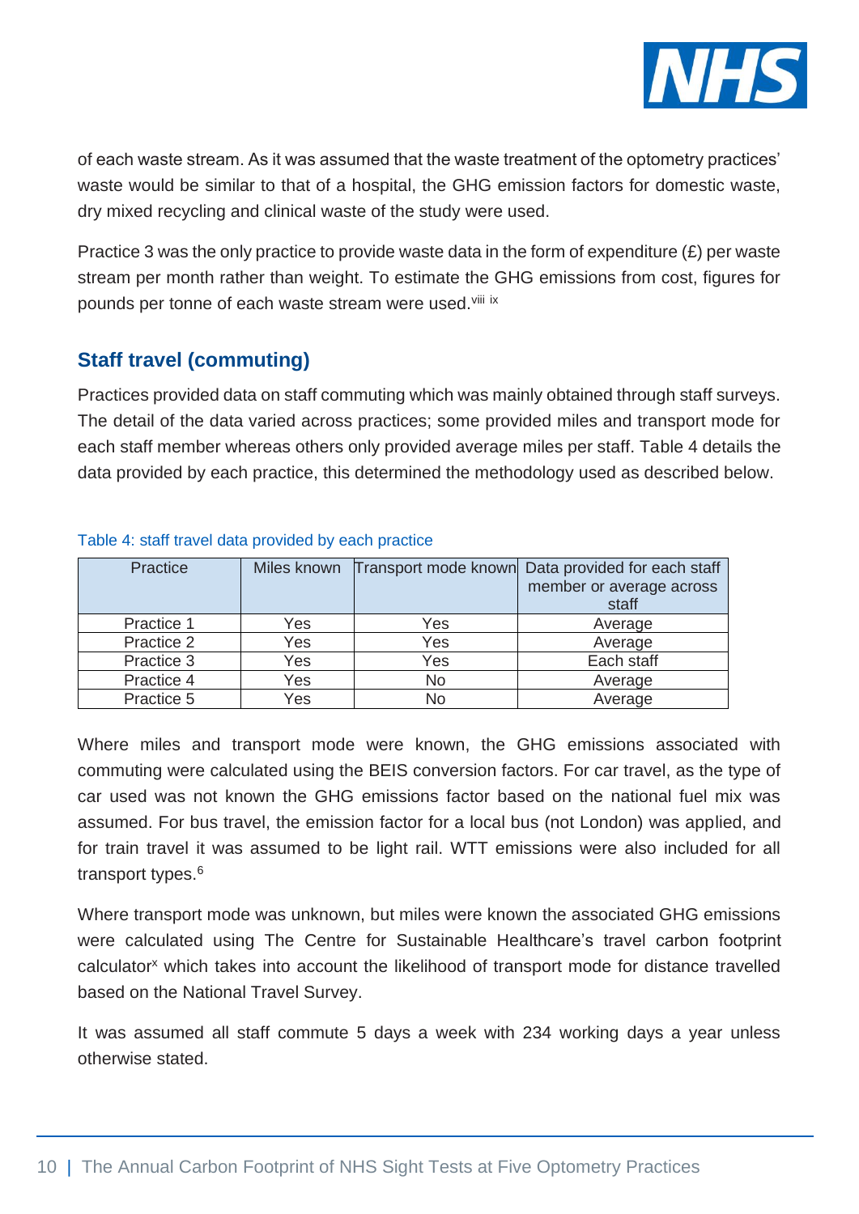of each waste stream. As it was assumed that the waste treatment of the optometry practices' waste would be similar to that of a hospital, the GHG emission factors for domestic waste, dry mixed recycling and clinical waste of the study were used.

Practice 3 was the only practice to provide waste data in the form of expenditure (£) per waste stream per month rather than weight. To estimate the GHG emissions from cost, figures for pounds per tonne of each waste stream were used.[viii] [ix]

## Staff travel (commuting)

Practices provided data on staff commuting which was mainly obtained through staff surveys. The detail of the data varied across practices; some provided miles and transport mode for each staff member whereas others only provided average miles per staff. Table 4 details the data provided by each practice, this determined the methodology used as described below.

Table 4: staff travel data provided by each practice

| Practice | Miles known | Transport mode known | Data provided for each staff member or average across staff |
|---|---|---|---|
| Practice 1 | Yes | Yes | Average |
| Practice 2 | Yes | Yes | Average |
| Practice 3 | Yes | Yes | Each staff |
| Practice 4 | Yes | No | Average |
| Practice 5 | Yes | No | Average |

Where miles and transport mode were known, the GHG emissions associated with commuting were calculated using the BEIS conversion factors. For car travel, as the type of car used was not known the GHG emissions factor based on the national fuel mix was assumed. For bus travel, the emission factor for a local bus (not London) was applied, and for train travel it was assumed to be light rail. WTT emissions were also included for all transport types.[6]

Where transport mode was unknown, but miles were known the associated GHG emissions were calculated using The Centre for Sustainable Healthcare's travel carbon footprint calculator[x] which takes into account the likelihood of transport mode for distance travelled based on the National Travel Survey.

It was assumed all staff commute 5 days a week with 234 working days a year unless otherwise stated.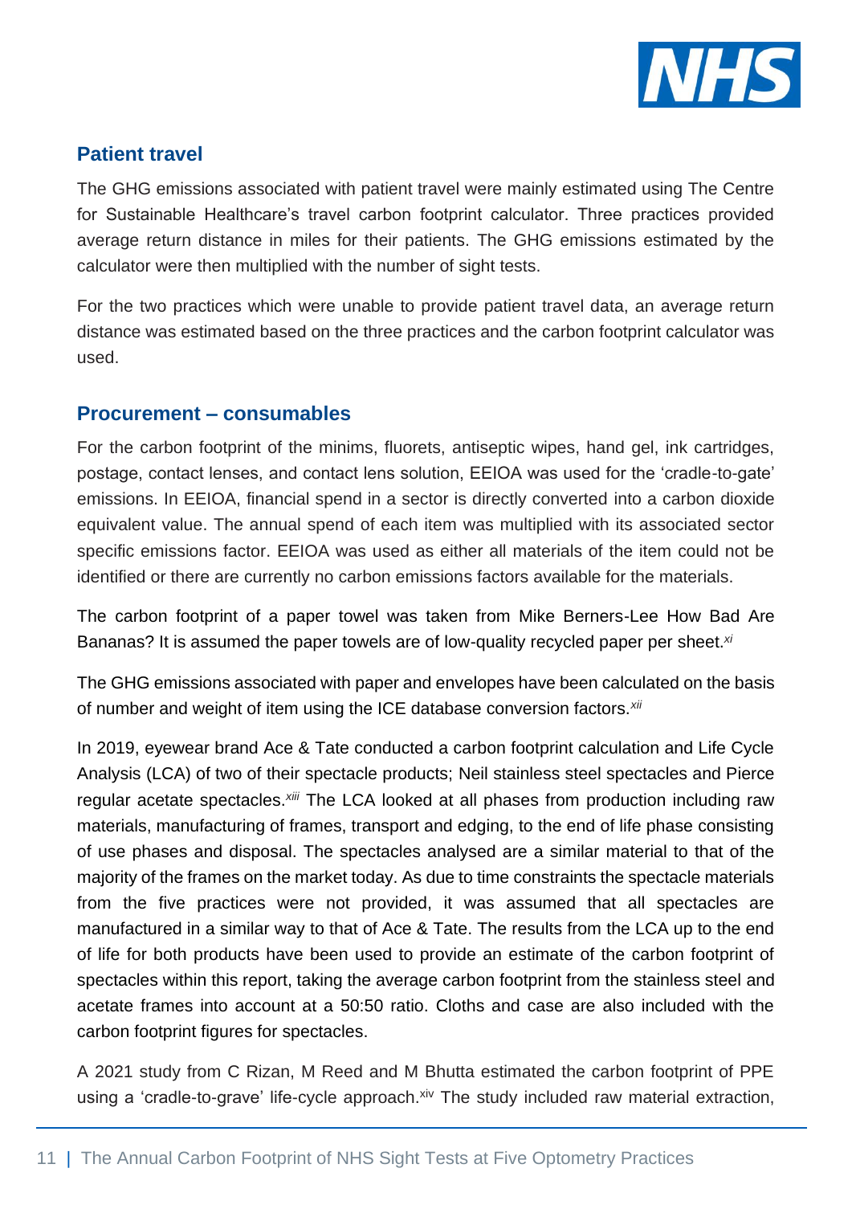## Patient travel

The GHG emissions associated with patient travel were mainly estimated using The Centre for Sustainable Healthcare's travel carbon footprint calculator. Three practices provided average return distance in miles for their patients. The GHG emissions estimated by the calculator were then multiplied with the number of sight tests.

For the two practices which were unable to provide patient travel data, an average return distance was estimated based on the three practices and the carbon footprint calculator was used.

## Procurement – consumables

For the carbon footprint of the minims, fluorets, antiseptic wipes, hand gel, ink cartridges, postage, contact lenses, and contact lens solution, EEIOA was used for the 'cradle-to-gate' emissions. In EEIOA, financial spend in a sector is directly converted into a carbon dioxide equivalent value. The annual spend of each item was multiplied with its associated sector specific emissions factor. EEIOA was used as either all materials of the item could not be identified or there are currently no carbon emissions factors available for the materials.

The carbon footprint of a paper towel was taken from Mike Berners-Lee How Bad Are Bananas? It is assumed the paper towels are of low-quality recycled paper per sheet.[xi]

The GHG emissions associated with paper and envelopes have been calculated on the basis of number and weight of item using the ICE database conversion factors.[xii]

In 2019, eyewear brand Ace & Tate conducted a carbon footprint calculation and Life Cycle Analysis (LCA) of two of their spectacle products; Neil stainless steel spectacles and Pierce regular acetate spectacles.[xiii] The LCA looked at all phases from production including raw materials, manufacturing of frames, transport and edging, to the end of life phase consisting of use phases and disposal. The spectacles analysed are a similar material to that of the majority of the frames on the market today. As due to time constraints the spectacle materials from the five practices were not provided, it was assumed that all spectacles are manufactured in a similar way to that of Ace & Tate. The results from the LCA up to the end of life for both products have been used to provide an estimate of the carbon footprint of spectacles within this report, taking the average carbon footprint from the stainless steel and acetate frames into account at a 50:50 ratio. Cloths and case are also included with the carbon footprint figures for spectacles.

A 2021 study from C Rizan, M Reed and M Bhutta estimated the carbon footprint of PPE using a 'cradle-to-grave' life-cycle approach.[xiv] The study included raw material extraction,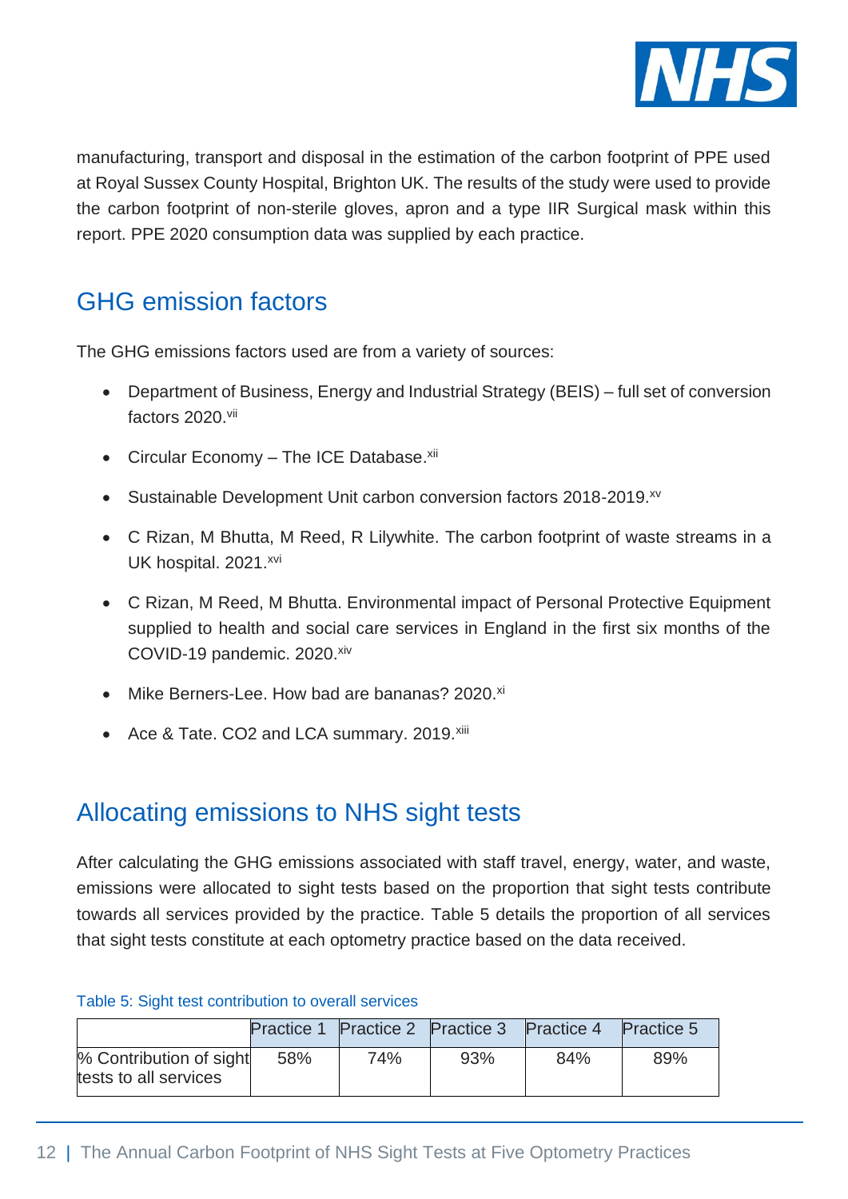manufacturing, transport and disposal in the estimation of the carbon footprint of PPE used at Royal Sussex County Hospital, Brighton UK. The results of the study were used to provide the carbon footprint of non-sterile gloves, apron and a type IIR Surgical mask within this report. PPE 2020 consumption data was supplied by each practice.

## GHG emission factors

The GHG emissions factors used are from a variety of sources:

- Department of Business, Energy and Industrial Strategy (BEIS) – full set of conversion factors 2020.[vii]
- Circular Economy – The ICE Database.[xii]
- Sustainable Development Unit carbon conversion factors 2018-2019.[xv]
- C Rizan, M Bhutta, M Reed, R Lilywhite. The carbon footprint of waste streams in a UK hospital. 2021.[xvi]
- C Rizan, M Reed, M Bhutta. Environmental impact of Personal Protective Equipment supplied to health and social care services in England in the first six months of the COVID-19 pandemic. 2020.[xiv]
- Mike Berners-Lee. How bad are bananas? 2020.[xi]
- Ace & Tate. CO2 and LCA summary. 2019.[xiii]

## Allocating emissions to NHS sight tests

After calculating the GHG emissions associated with staff travel, energy, water, and waste, emissions were allocated to sight tests based on the proportion that sight tests contribute towards all services provided by the practice. Table 5 details the proportion of all services that sight tests constitute at each optometry practice based on the data received.

Table 5: Sight test contribution to overall services

| | Practice 1 | Practice 2 | Practice 3 | Practice 4 | Practice 5 |
|---|---|---|---|---|---|
| % Contribution of sight tests to all services | 58% | 74% | 93% | 84% | 89% |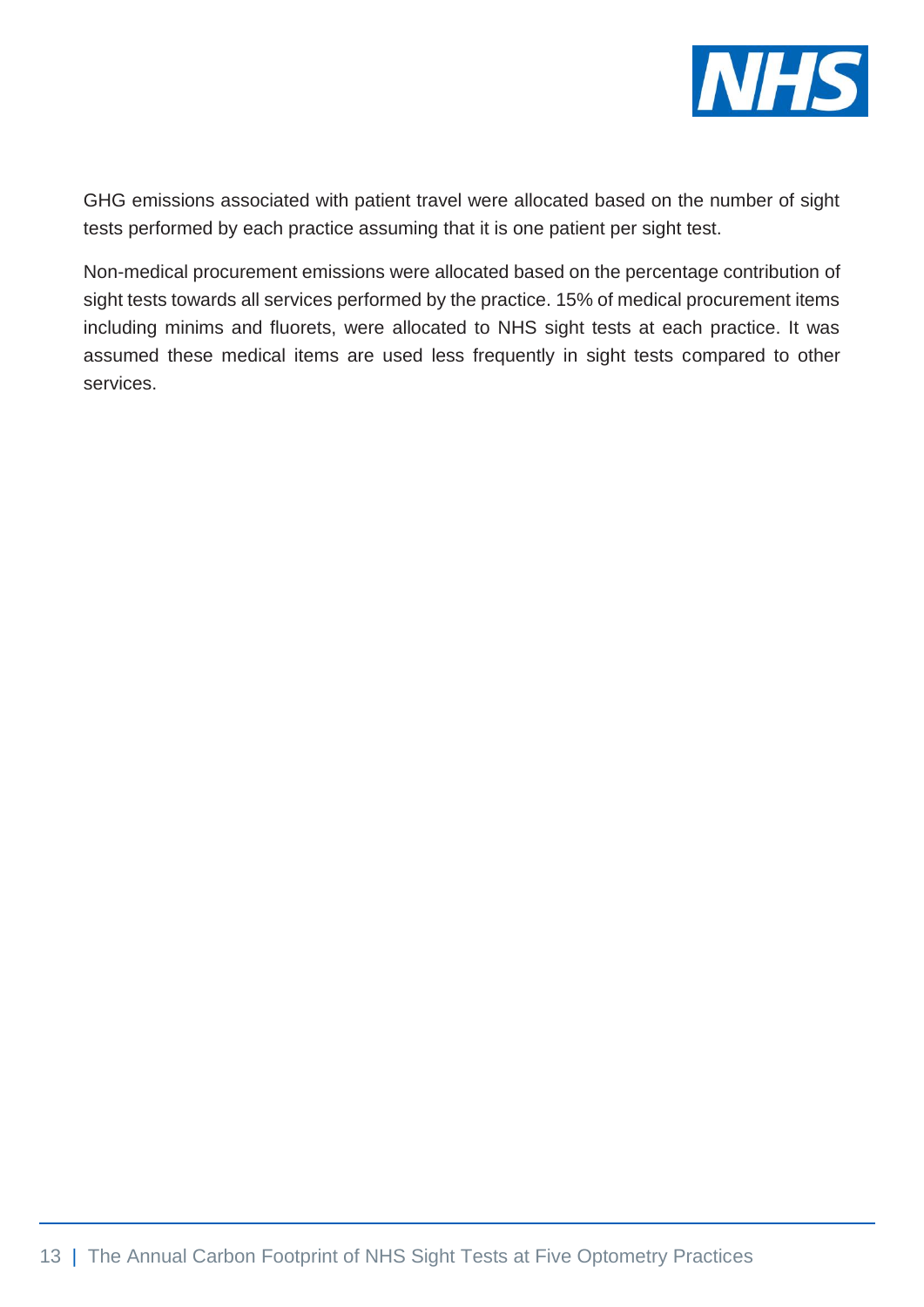GHG emissions associated with patient travel were allocated based on the number of sight tests performed by each practice assuming that it is one patient per sight test.

Non-medical procurement emissions were allocated based on the percentage contribution of sight tests towards all services performed by the practice. 15% of medical procurement items including minims and fluorets, were allocated to NHS sight tests at each practice. It was assumed these medical items are used less frequently in sight tests compared to other services.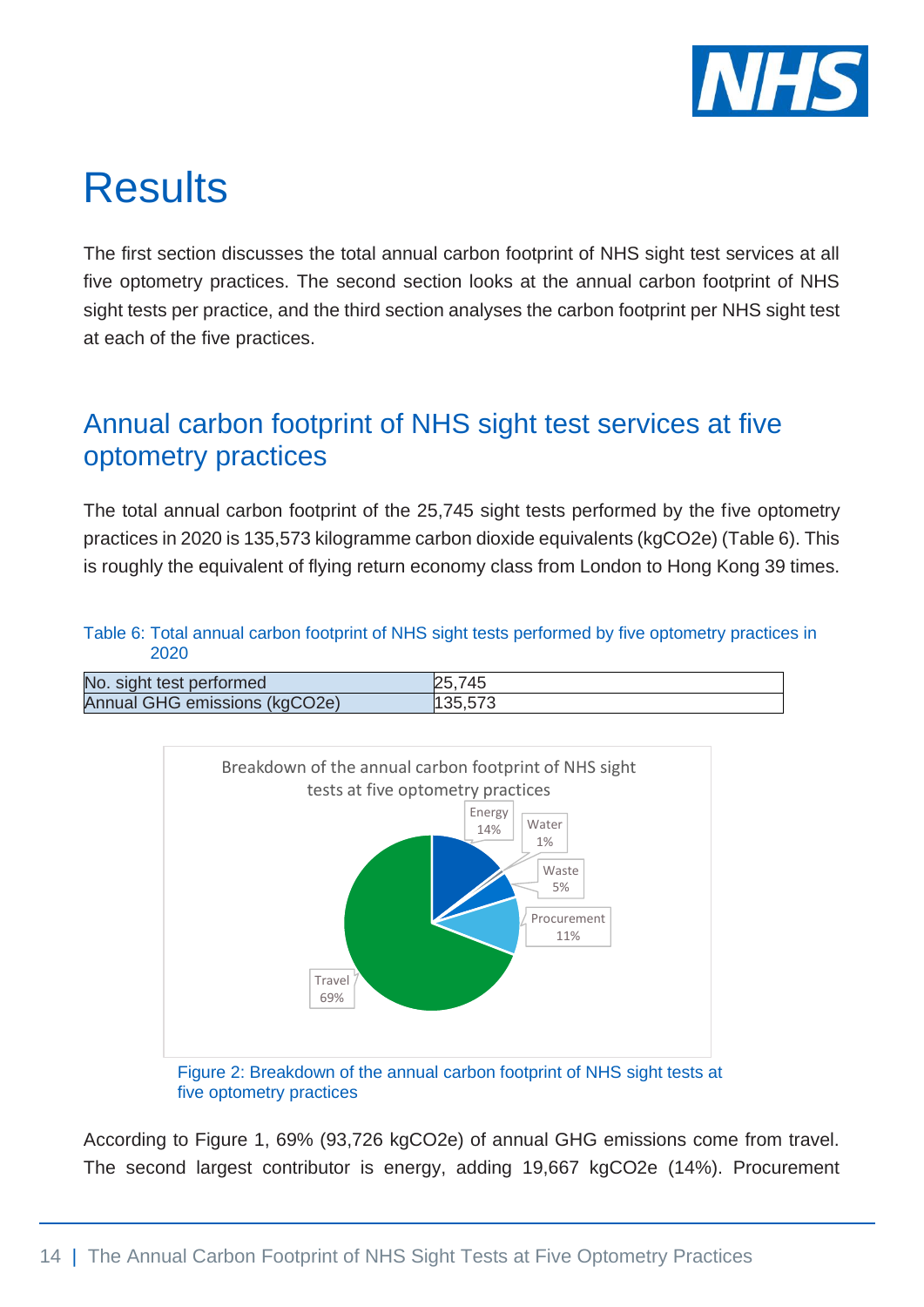# Results

The first section discusses the total annual carbon footprint of NHS sight test services at all five optometry practices. The second section looks at the annual carbon footprint of NHS sight tests per practice, and the third section analyses the carbon footprint per NHS sight test at each of the five practices.

## Annual carbon footprint of NHS sight test services at five optometry practices

The total annual carbon footprint of the 25,745 sight tests performed by the five optometry practices in 2020 is 135,573 kilogramme carbon dioxide equivalents (kg$CO_2$e) (Table 6). This is roughly the equivalent of flying return economy class from London to Hong Kong 39 times.

Table 6: Total annual carbon footprint of NHS sight tests performed by five optometry practices in 2020

| No. sight test performed | 25,745 |
|---|---|
| Annual GHG emissions (kg$CO_2$e) | 135,573 |

Figure 2: Breakdown of the annual carbon footprint of NHS sight tests at five optometry practices

According to Figure 1, 69% (93,726 kg$CO_2$e) of annual GHG emissions come from travel. The second largest contributor is energy, adding 19,667 kg$CO_2$e (14%). Procurement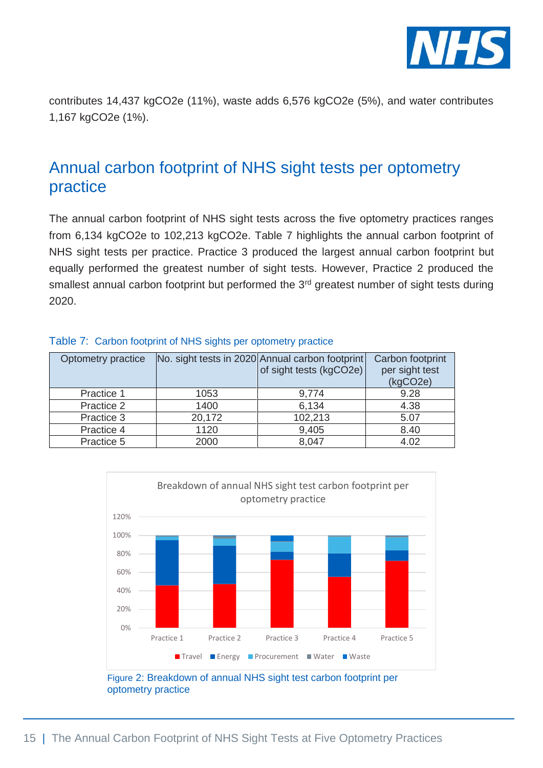contributes 14,437 kgCO2e (11%), waste adds 6,576 kgCO2e (5%), and water contributes 1,167 kgCO2e (1%).

## Annual carbon footprint of NHS sight tests per optometry practice

The annual carbon footprint of NHS sight tests across the five optometry practices ranges from 6,134 kgCO2e to 102,213 kgCO2e. Table 7 highlights the annual carbon footprint of NHS sight tests per practice. Practice 3 produced the largest annual carbon footprint but equally performed the greatest number of sight tests. However, Practice 2 produced the smallest annual carbon footprint but performed the 3rd greatest number of sight tests during 2020.

Table 7: Carbon footprint of NHS sights per optometry practice

| Optometry practice | No. sight tests in 2020 | Annual carbon footprint of sight tests (kgCO2e) | Carbon footprint per sight test (kgCO2e) |
|---|---|---|---|
| Practice 1 | 1053 | 9,774 | 9.28 |
| Practice 2 | 1400 | 6,134 | 4.38 |
| Practice 3 | 20,172 | 102,213 | 5.07 |
| Practice 4 | 1120 | 9,405 | 8.40 |
| Practice 5 | 2000 | 8,047 | 4.02 |

Figure 2: Breakdown of annual NHS sight test carbon footprint per optometry practice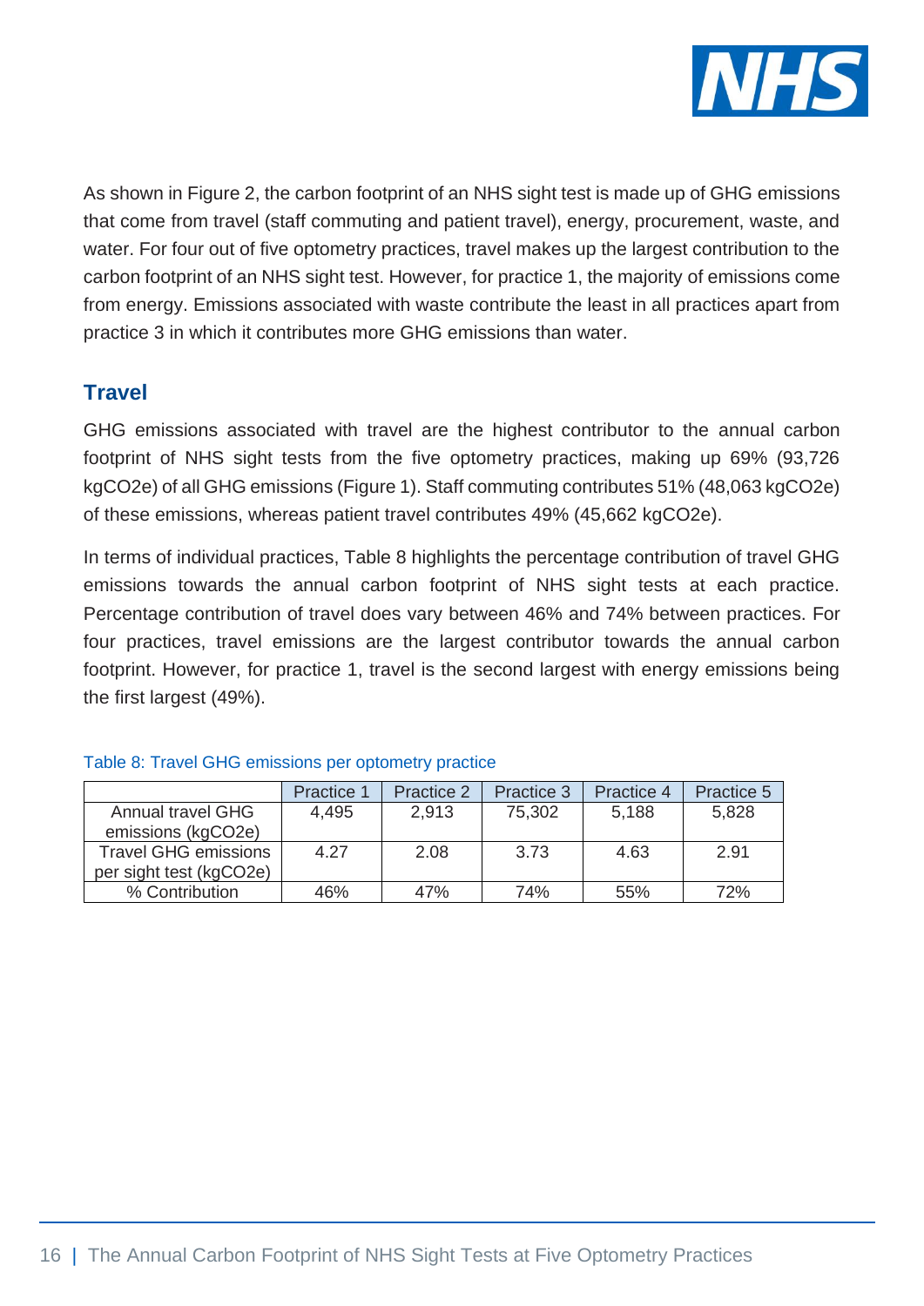As shown in Figure 2, the carbon footprint of an NHS sight test is made up of GHG emissions that come from travel (staff commuting and patient travel), energy, procurement, waste, and water. For four out of five optometry practices, travel makes up the largest contribution to the carbon footprint of an NHS sight test. However, for practice 1, the majority of emissions come from energy. Emissions associated with waste contribute the least in all practices apart from practice 3 in which it contributes more GHG emissions than water.

## Travel

GHG emissions associated with travel are the highest contributor to the annual carbon footprint of NHS sight tests from the five optometry practices, making up 69% (93,726 kgCO2e) of all GHG emissions (Figure 1). Staff commuting contributes 51% (48,063 kgCO2e) of these emissions, whereas patient travel contributes 49% (45,662 kgCO2e).

In terms of individual practices, Table 8 highlights the percentage contribution of travel GHG emissions towards the annual carbon footprint of NHS sight tests at each practice. Percentage contribution of travel does vary between 46% and 74% between practices. For four practices, travel emissions are the largest contributor towards the annual carbon footprint. However, for practice 1, travel is the second largest with energy emissions being the first largest (49%).

Table 8: Travel GHG emissions per optometry practice

| | Practice 1 | Practice 2 | Practice 3 | Practice 4 | Practice 5 |
|---|---|---|---|---|---|
| Annual travel GHG emissions (kgCO2e) | 4,495 | 2,913 | 75,302 | 5,188 | 5,828 |
| Travel GHG emissions per sight test (kgCO2e) | 4.27 | 2.08 | 3.73 | 4.63 | 2.91 |
| % Contribution | 46% | 47% | 74% | 55% | 72% |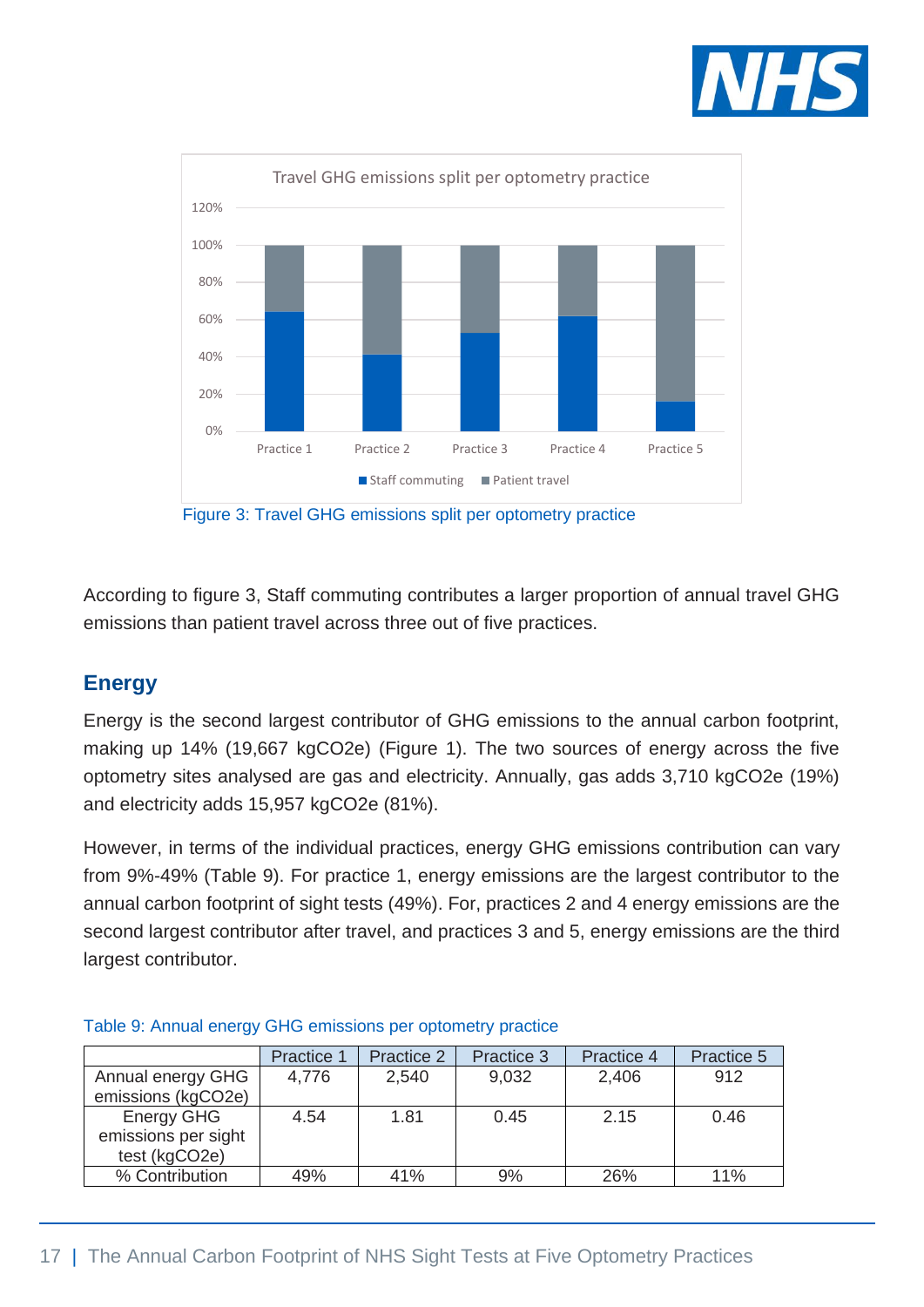Figure 3: Travel GHG emissions split per optometry practice

According to figure 3, Staff commuting contributes a larger proportion of annual travel GHG emissions than patient travel across three out of five practices.

## Energy

Energy is the second largest contributor of GHG emissions to the annual carbon footprint, making up 14% (19,667 kgCO2e) (Figure 1). The two sources of energy across the five optometry sites analysed are gas and electricity. Annually, gas adds 3,710 kgCO2e (19%) and electricity adds 15,957 kgCO2e (81%).

However, in terms of the individual practices, energy GHG emissions contribution can vary from 9%-49% (Table 9). For practice 1, energy emissions are the largest contributor to the annual carbon footprint of sight tests (49%). For, practices 2 and 4 energy emissions are the second largest contributor after travel, and practices 3 and 5, energy emissions are the third largest contributor.

Table 9: Annual energy GHG emissions per optometry practice

| | Practice 1 | Practice 2 | Practice 3 | Practice 4 | Practice 5 |
|---|---|---|---|---|---|
| Annual energy GHG emissions (kgCO2e) | 4,776 | 2,540 | 9,032 | 2,406 | 912 |
| Energy GHG emissions per sight test (kgCO2e) | 4.54 | 1.81 | 0.45 | 2.15 | 0.46 |
| % Contribution | 49% | 41% | 9% | 26% | 11% |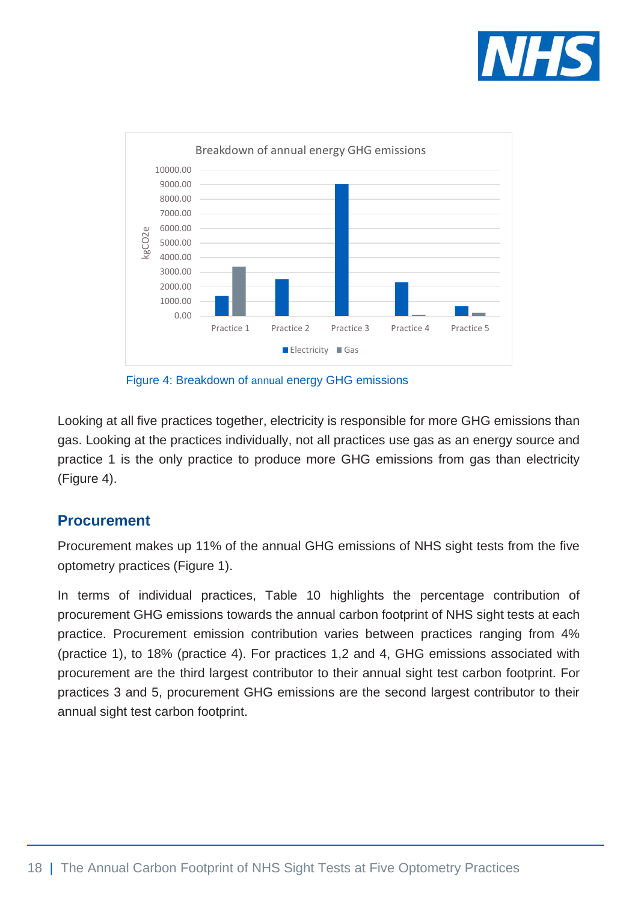Figure 4: Breakdown of annual energy GHG emissions

Looking at all five practices together, electricity is responsible for more GHG emissions than gas. Looking at the practices individually, not all practices use gas as an energy source and practice 1 is the only practice to produce more GHG emissions from gas than electricity (Figure 4).

## Procurement

Procurement makes up 11% of the annual GHG emissions of NHS sight tests from the five optometry practices (Figure 1).

In terms of individual practices, Table 10 highlights the percentage contribution of procurement GHG emissions towards the annual carbon footprint of NHS sight tests at each practice. Procurement emission contribution varies between practices ranging from 4% (practice 1), to 18% (practice 4). For practices 1,2 and 4, GHG emissions associated with procurement are the third largest contributor to their annual sight test carbon footprint. For practices 3 and 5, procurement GHG emissions are the second largest contributor to their annual sight test carbon footprint.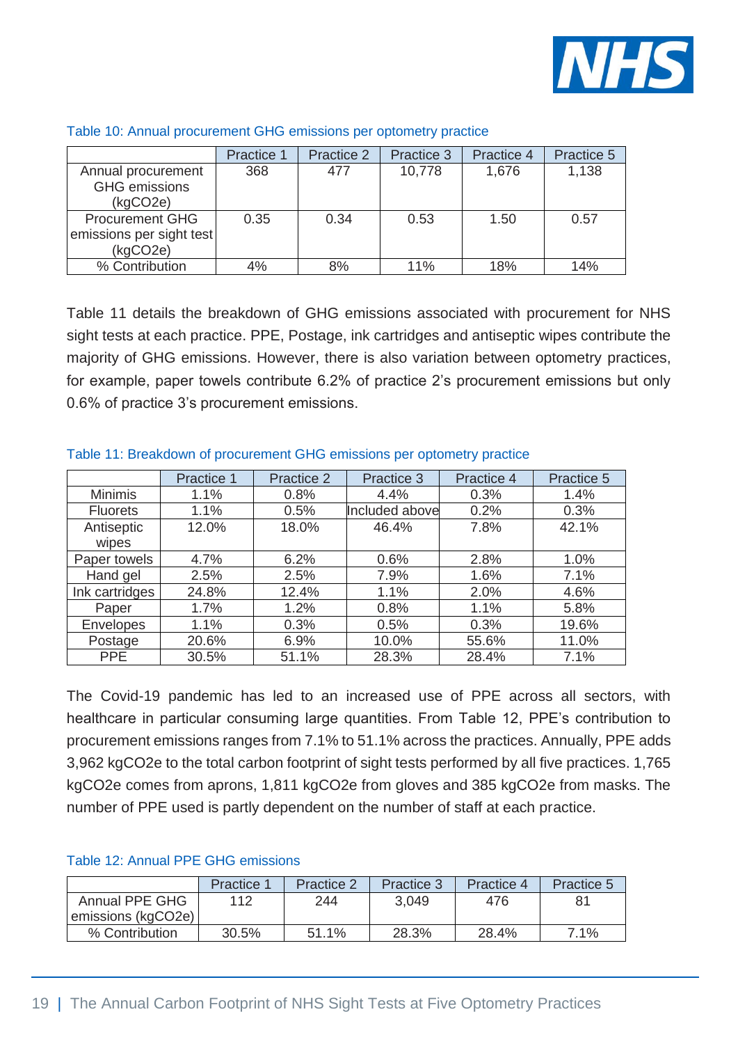Table 10: Annual procurement GHG emissions per optometry practice

| | Practice 1 | Practice 2 | Practice 3 | Practice 4 | Practice 5 |
|---|---|---|---|---|---|
| Annual procurement GHG emissions (kgCO2e) | 368 | 477 | 10,778 | 1,676 | 1,138 |
| Procurement GHG emissions per sight test (kgCO2e) | 0.35 | 0.34 | 0.53 | 1.50 | 0.57 |
| % Contribution | 4% | 8% | 11% | 18% | 14% |

Table 11 details the breakdown of GHG emissions associated with procurement for NHS sight tests at each practice. PPE, Postage, ink cartridges and antiseptic wipes contribute the majority of GHG emissions. However, there is also variation between optometry practices, for example, paper towels contribute 6.2% of practice 2's procurement emissions but only 0.6% of practice 3's procurement emissions.

Table 11: Breakdown of procurement GHG emissions per optometry practice

| | Practice 1 | Practice 2 | Practice 3 | Practice 4 | Practice 5 |
|---|---|---|---|---|---|
| Minimis | 1.1% | 0.8% | 4.4% | 0.3% | 1.4% |
| Fluorets | 1.1% | 0.5% | Included above | 0.2% | 0.3% |
| Antiseptic wipes | 12.0% | 18.0% | 46.4% | 7.8% | 42.1% |
| Paper towels | 4.7% | 6.2% | 0.6% | 2.8% | 1.0% |
| Hand gel | 2.5% | 2.5% | 7.9% | 1.6% | 7.1% |
| Ink cartridges | 24.8% | 12.4% | 1.1% | 2.0% | 4.6% |
| Paper | 1.7% | 1.2% | 0.8% | 1.1% | 5.8% |
| Envelopes | 1.1% | 0.3% | 0.5% | 0.3% | 19.6% |
| Postage | 20.6% | 6.9% | 10.0% | 55.6% | 11.0% |
| PPE | 30.5% | 51.1% | 28.3% | 28.4% | 7.1% |

The Covid-19 pandemic has led to an increased use of PPE across all sectors, with healthcare in particular consuming large quantities. From Table 12, PPE's contribution to procurement emissions ranges from 7.1% to 51.1% across the practices. Annually, PPE adds 3,962 kgCO2e to the total carbon footprint of sight tests performed by all five practices. 1,765 kgCO2e comes from aprons, 1,811 kgCO2e from gloves and 385 kgCO2e from masks. The number of PPE used is partly dependent on the number of staff at each practice.

Table 12: Annual PPE GHG emissions

| | Practice 1 | Practice 2 | Practice 3 | Practice 4 | Practice 5 |
|---|---|---|---|---|---|
| Annual PPE GHG emissions (kgCO2e) | 112 | 244 | 3,049 | 476 | 81 |
| % Contribution | 30.5% | 51.1% | 28.3% | 28.4% | 7.1% |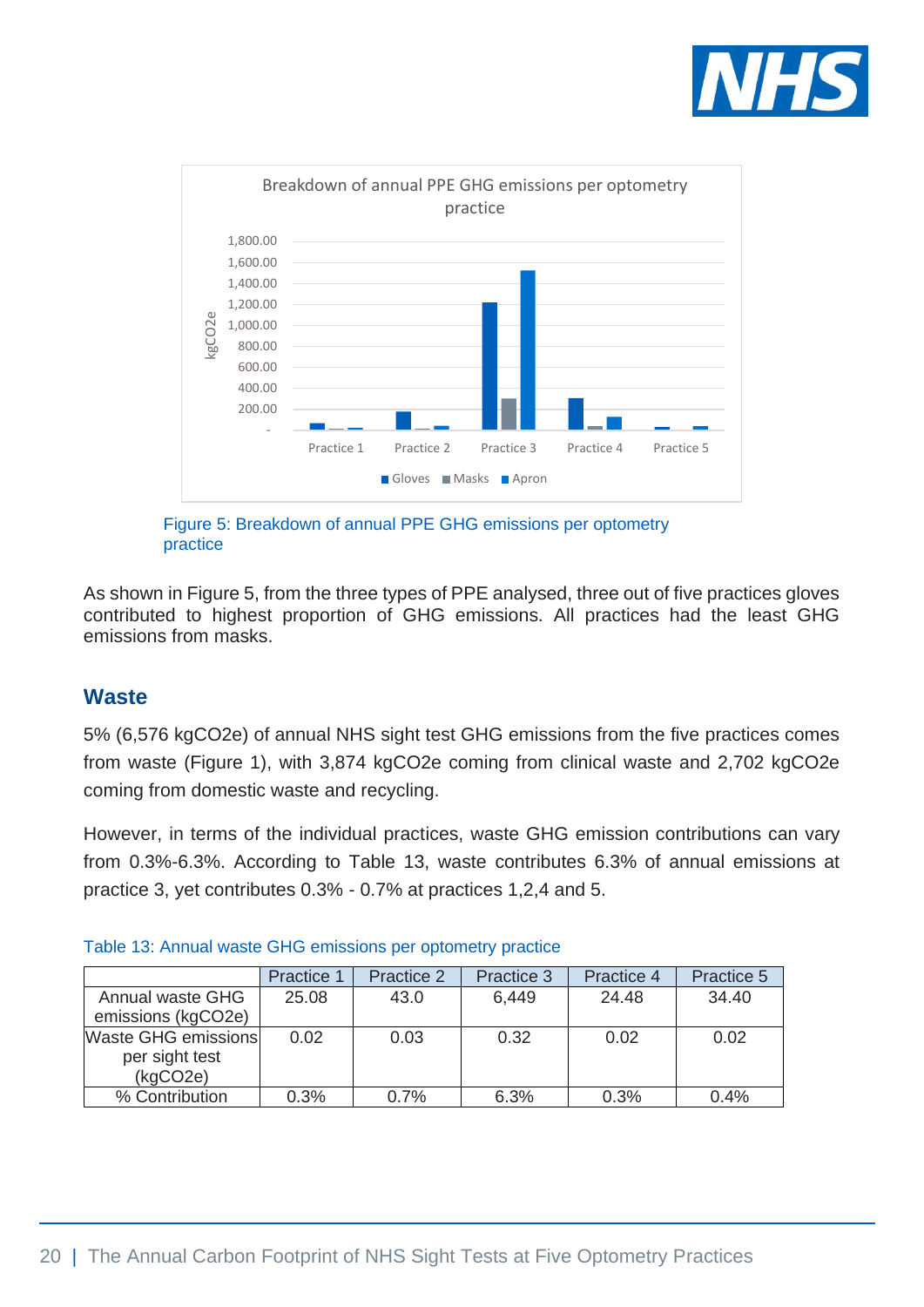Figure 5: Breakdown of annual PPE GHG emissions per optometry practice

As shown in Figure 5, from the three types of PPE analysed, three out of five practices gloves contributed to highest proportion of GHG emissions. All practices had the least GHG emissions from masks.

## Waste

5% (6,576 kgCO2e) of annual NHS sight test GHG emissions from the five practices comes from waste (Figure 1), with 3,874 kgCO2e coming from clinical waste and 2,702 kgCO2e coming from domestic waste and recycling.

However, in terms of the individual practices, waste GHG emission contributions can vary from 0.3%-6.3%. According to Table 13, waste contributes 6.3% of annual emissions at practice 3, yet contributes 0.3% - 0.7% at practices 1,2,4 and 5.

Table 13: Annual waste GHG emissions per optometry practice

| | Practice 1 | Practice 2 | Practice 3 | Practice 4 | Practice 5 |
|---|---|---|---|---|---|
| Annual waste GHG emissions (kgCO2e) | 25.08 | 43.0 | 6,449 | 24.48 | 34.40 |
| Waste GHG emissions per sight test (kgCO2e) | 0.02 | 0.03 | 0.32 | 0.02 | 0.02 |
| % Contribution | 0.3% | 0.7% | 6.3% | 0.3% | 0.4% |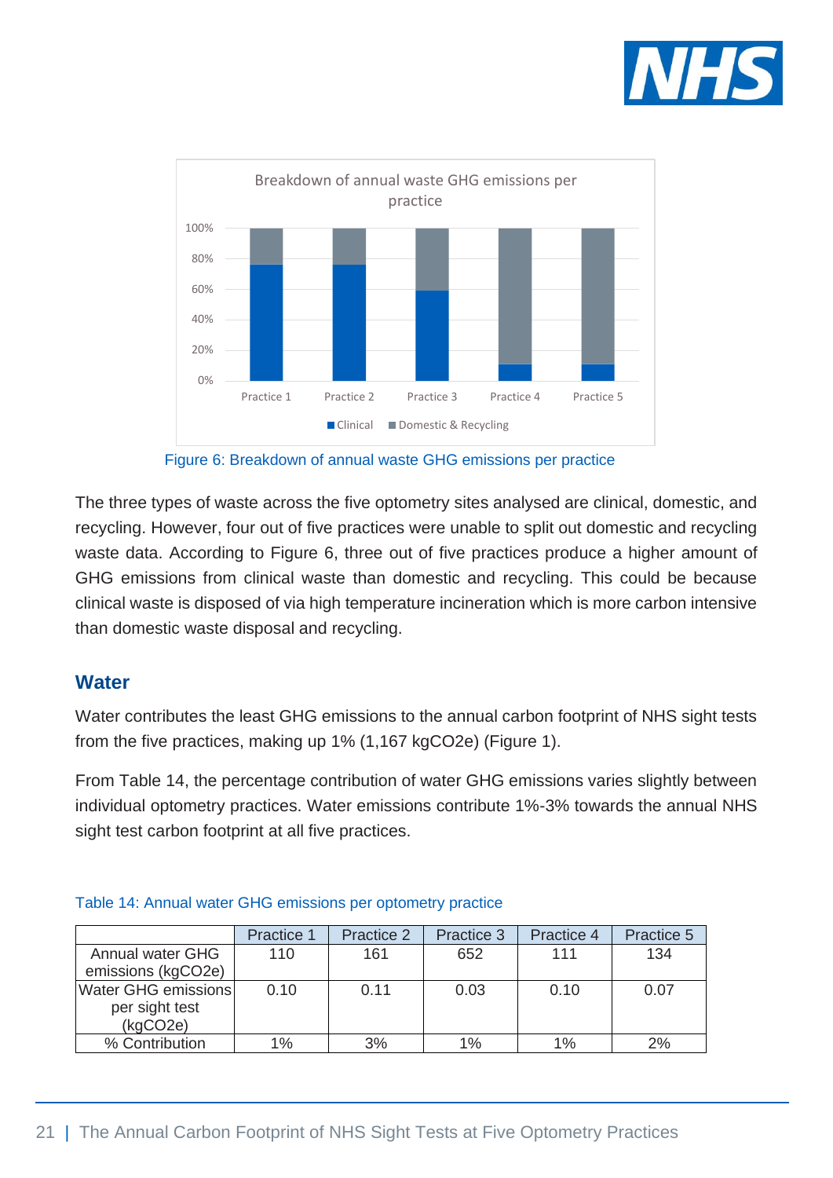Figure 6: Breakdown of annual waste GHG emissions per practice

The three types of waste across the five optometry sites analysed are clinical, domestic, and recycling. However, four out of five practices were unable to split out domestic and recycling waste data. According to Figure 6, three out of five practices produce a higher amount of GHG emissions from clinical waste than domestic and recycling. This could be because clinical waste is disposed of via high temperature incineration which is more carbon intensive than domestic waste disposal and recycling.

## Water

Water contributes the least GHG emissions to the annual carbon footprint of NHS sight tests from the five practices, making up 1% (1,167 kgCO2e) (Figure 1).

From Table 14, the percentage contribution of water GHG emissions varies slightly between individual optometry practices. Water emissions contribute 1%-3% towards the annual NHS sight test carbon footprint at all five practices.

Table 14: Annual water GHG emissions per optometry practice

| | Practice 1 | Practice 2 | Practice 3 | Practice 4 | Practice 5 |
|---|---|---|---|---|---|
| Annual water GHG emissions (kgCO2e) | 110 | 161 | 652 | 111 | 134 |
| Water GHG emissions per sight test (kgCO2e) | 0.10 | 0.11 | 0.03 | 0.10 | 0.07 |
| % Contribution | 1% | 3% | 1% | 1% | 2% |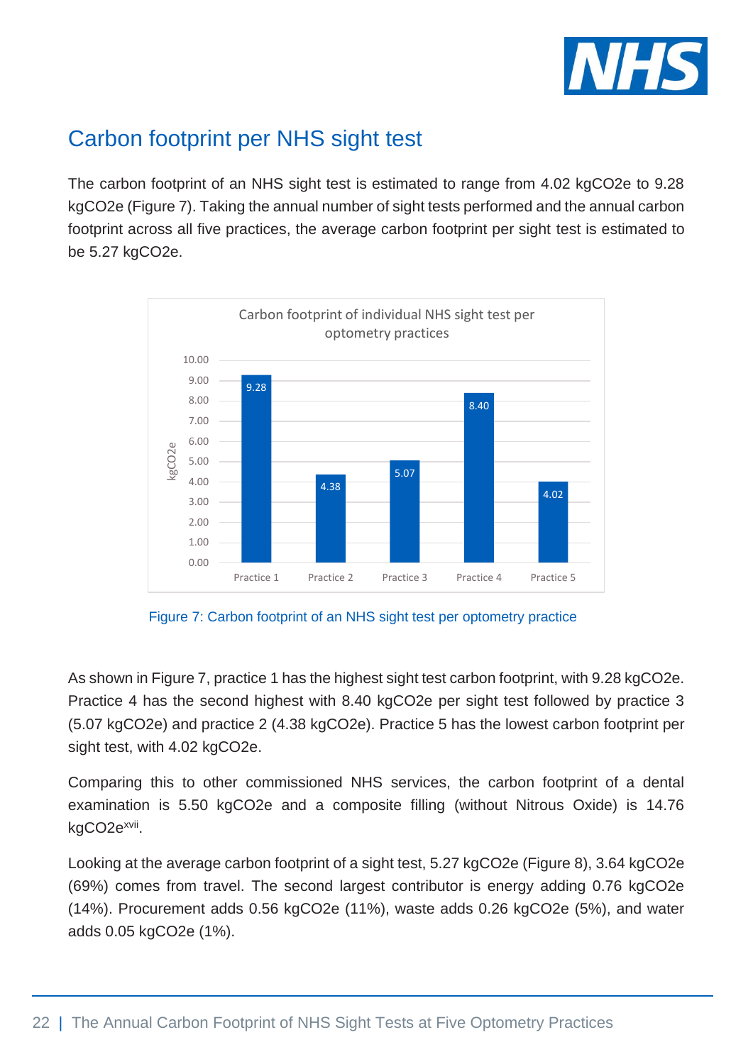## Carbon footprint per NHS sight test

The carbon footprint of an NHS sight test is estimated to range from 4.02 kgCO2e to 9.28 kgCO2e (Figure 7). Taking the annual number of sight tests performed and the annual carbon footprint across all five practices, the average carbon footprint per sight test is estimated to be 5.27 kgCO2e.

Carbon footprint of individual NHS sight test per optometry practices

| | kgCO2e |
|---|---|
| Practice 1 | 9.28 |
| Practice 2 | 4.38 |
| Practice 3 | 5.07 |
| Practice 4 | 8.40 |
| Practice 5 | 4.02 |

Figure 7: Carbon footprint of an NHS sight test per optometry practice

As shown in Figure 7, practice 1 has the highest sight test carbon footprint, with 9.28 kgCO2e. Practice 4 has the second highest with 8.40 kgCO2e per sight test followed by practice 3 (5.07 kgCO2e) and practice 2 (4.38 kgCO2e). Practice 5 has the lowest carbon footprint per sight test, with 4.02 kgCO2e.

Comparing this to other commissioned NHS services, the carbon footprint of a dental examination is 5.50 kgCO2e and a composite filling (without Nitrous Oxide) is 14.76 kgCO2e[xvii].

Looking at the average carbon footprint of a sight test, 5.27 kgCO2e (Figure 8), 3.64 kgCO2e (69%) comes from travel. The second largest contributor is energy adding 0.76 kgCO2e (14%). Procurement adds 0.56 kgCO2e (11%), waste adds 0.26 kgCO2e (5%), and water adds 0.05 kgCO2e (1%).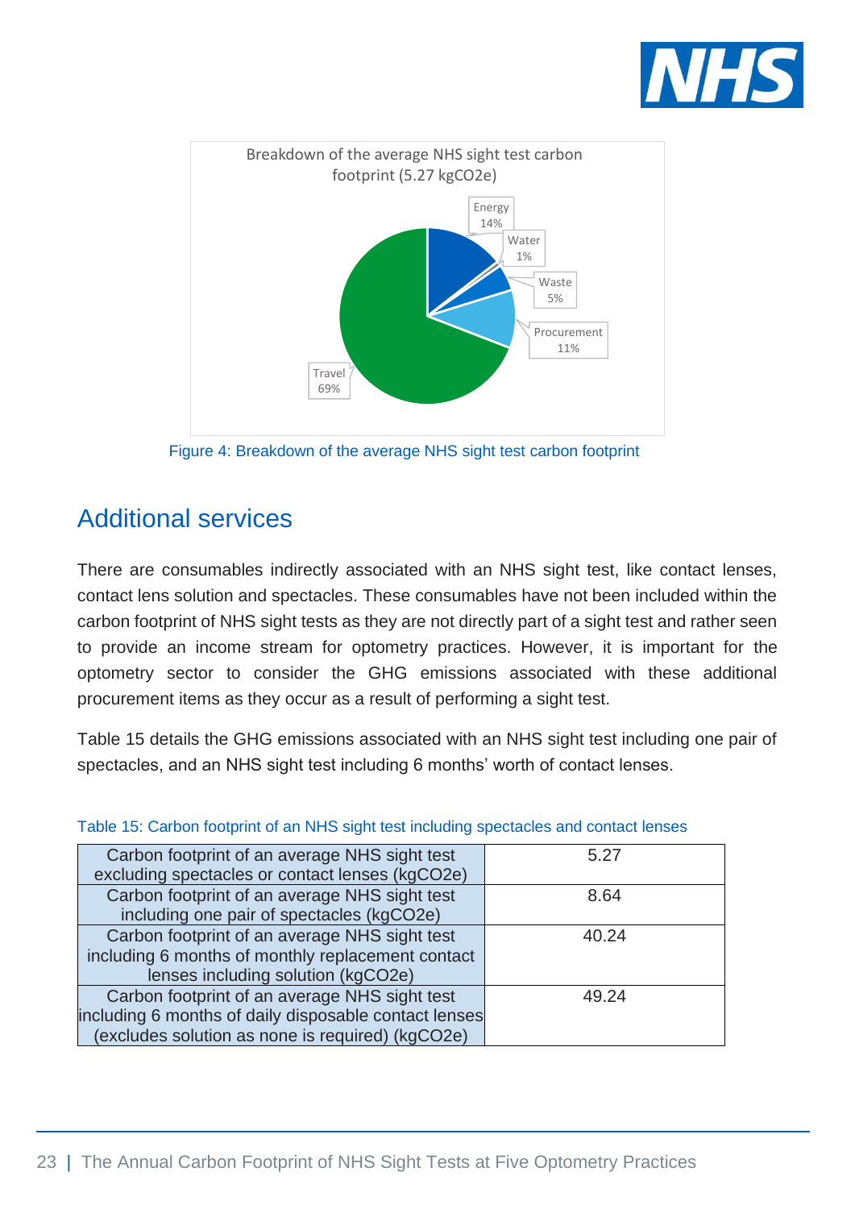Breakdown of the average NHS sight test carbon footprint (5.27 kgCO2e)

Energy 14%
Water 1%
Waste 5%
Procurement 11%
Travel 69%

Figure 4: Breakdown of the average NHS sight test carbon footprint

## Additional services

There are consumables indirectly associated with an NHS sight test, like contact lenses, contact lens solution and spectacles. These consumables have not been included within the carbon footprint of NHS sight tests as they are not directly part of a sight test and rather seen to provide an income stream for optometry practices. However, it is important for the optometry sector to consider the GHG emissions associated with these additional procurement items as they occur as a result of performing a sight test.

Table 15 details the GHG emissions associated with an NHS sight test including one pair of spectacles, and an NHS sight test including 6 months' worth of contact lenses.

Table 15: Carbon footprint of an NHS sight test including spectacles and contact lenses

| | |
|---|---|
| Carbon footprint of an average NHS sight test excluding spectacles or contact lenses (kgCO2e) | 5.27 |
| Carbon footprint of an average NHS sight test including one pair of spectacles (kgCO2e) | 8.64 |
| Carbon footprint of an average NHS sight test including 6 months of monthly replacement contact lenses including solution (kgCO2e) | 40.24 |
| Carbon footprint of an average NHS sight test including 6 months of daily disposable contact lenses (excludes solution as none is required) (kgCO2e) | 49.24 |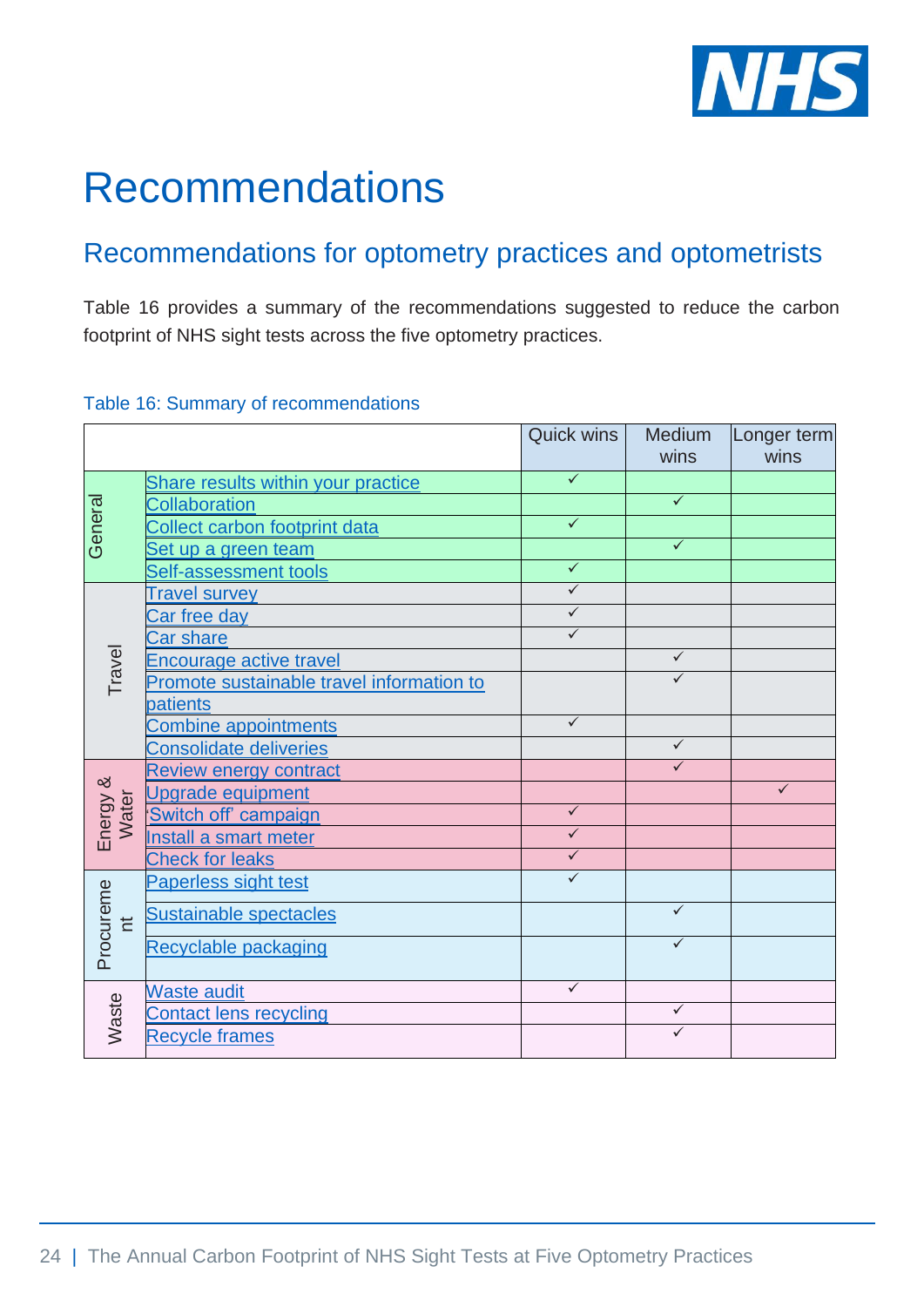# Recommendations

## Recommendations for optometry practices and optometrists

Table 16 provides a summary of the recommendations suggested to reduce the carbon footprint of NHS sight tests across the five optometry practices.

Table 16: Summary of recommendations

| | | Quick wins | Medium wins | Longer term wins |
|---|---|---|---|---|
| General | Share results within your practice | ✓ | | |
| | Collaboration | | ✓ | |
| | Collect carbon footprint data | ✓ | | |
| | Set up a green team | | ✓ | |
| | Self-assessment tools | ✓ | | |
| Travel | Travel survey | ✓ | | |
| | Car free day | ✓ | | |
| | Car share | ✓ | | |
| | Encourage active travel | | ✓ | |
| | Promote sustainable travel information to patients | | ✓ | |
| | Combine appointments | ✓ | | |
| | Consolidate deliveries | | ✓ | |
| Energy & Water | Review energy contract | | ✓ | |
| | Upgrade equipment | | | ✓ |
| | 'Switch off' campaign | ✓ | | |
| | Install a smart meter | ✓ | | |
| | Check for leaks | ✓ | | |
| Procurement | Paperless sight test | ✓ | | |
| | Sustainable spectacles | | ✓ | |
| | Recyclable packaging | | ✓ | |
| Waste | Waste audit | ✓ | | |
| | Contact lens recycling | | ✓ | |
| | Recycle frames | | ✓ | |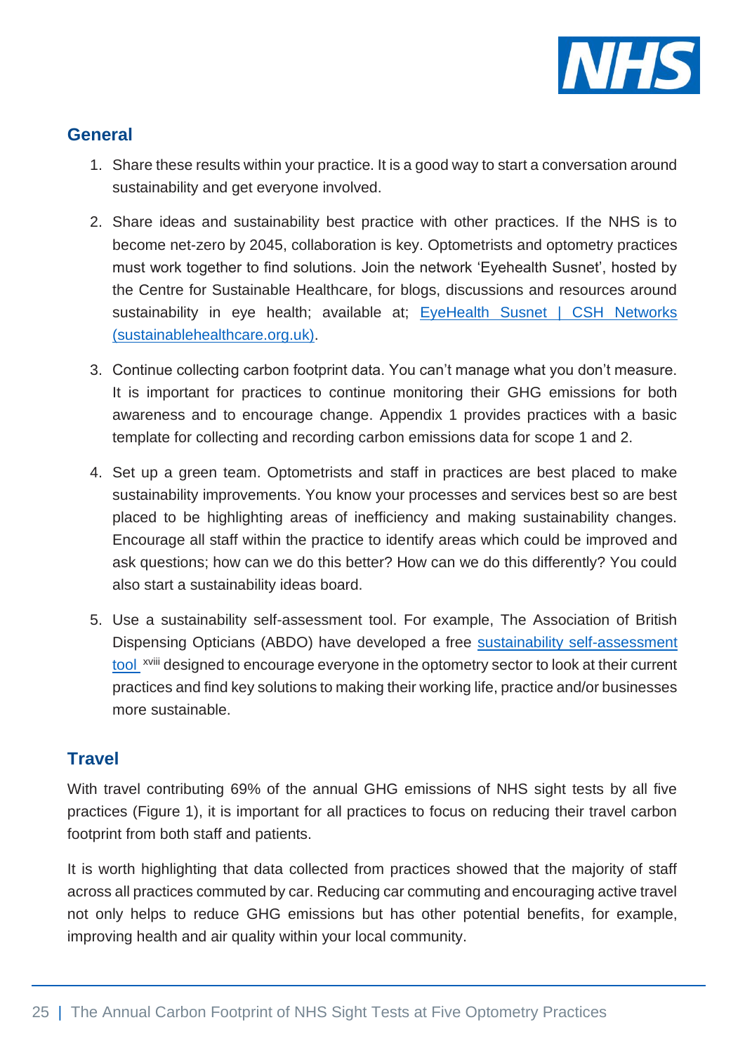## General

1. Share these results within your practice. It is a good way to start a conversation around sustainability and get everyone involved.

2. Share ideas and sustainability best practice with other practices. If the NHS is to become net-zero by 2045, collaboration is key. Optometrists and optometry practices must work together to find solutions. Join the network 'Eyehealth Susnet', hosted by the Centre for Sustainable Healthcare, for blogs, discussions and resources around sustainability in eye health; available at; [EyeHealth Susnet | CSH Networks (sustainablehealthcare.org.uk)](https://networks.sustainablehealthcare.org.uk).

3. Continue collecting carbon footprint data. You can't manage what you don't measure. It is important for practices to continue monitoring their GHG emissions for both awareness and to encourage change. Appendix 1 provides practices with a basic template for collecting and recording carbon emissions data for scope 1 and 2.

4. Set up a green team. Optometrists and staff in practices are best placed to make sustainability improvements. You know your processes and services best so are best placed to be highlighting areas of inefficiency and making sustainability changes. Encourage all staff within the practice to identify areas which could be improved and ask questions; how can we do this better? How can we do this differently? You could also start a sustainability ideas board.

5. Use a sustainability self-assessment tool. For example, The Association of British Dispensing Opticians (ABDO) have developed a free sustainability self-assessment tool [xviii] designed to encourage everyone in the optometry sector to look at their current practices and find key solutions to making their working life, practice and/or businesses more sustainable.

## Travel

With travel contributing 69% of the annual GHG emissions of NHS sight tests by all five practices (Figure 1), it is important for all practices to focus on reducing their travel carbon footprint from both staff and patients.

It is worth highlighting that data collected from practices showed that the majority of staff across all practices commuted by car. Reducing car commuting and encouraging active travel not only helps to reduce GHG emissions but has other potential benefits, for example, improving health and air quality within your local community.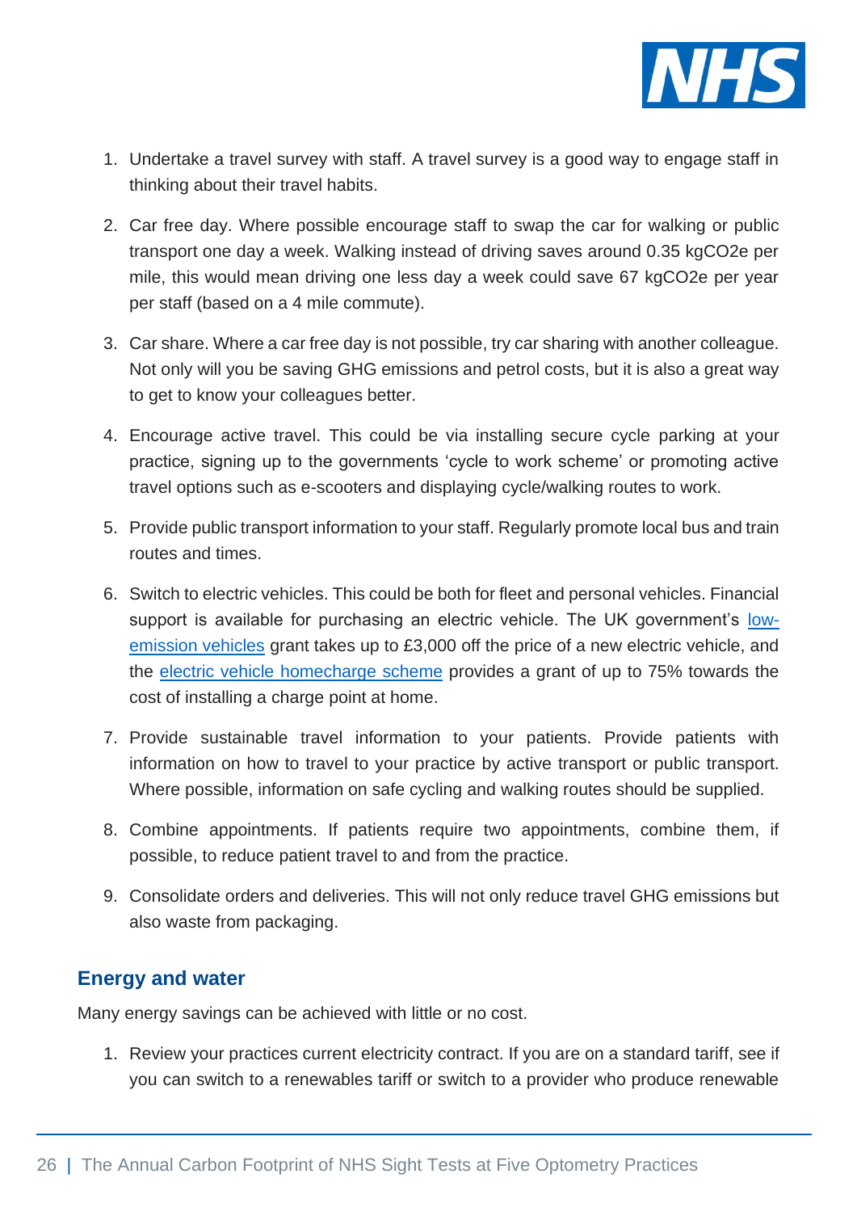1. Undertake a travel survey with staff. A travel survey is a good way to engage staff in thinking about their travel habits.
2. Car free day. Where possible encourage staff to swap the car for walking or public transport one day a week. Walking instead of driving saves around 0.35 kgCO2e per mile, this would mean driving one less day a week could save 67 kgCO2e per year per staff (based on a 4 mile commute).
3. Car share. Where a car free day is not possible, try car sharing with another colleague. Not only will you be saving GHG emissions and petrol costs, but it is also a great way to get to know your colleagues better.
4. Encourage active travel. This could be via installing secure cycle parking at your practice, signing up to the governments 'cycle to work scheme' or promoting active travel options such as e-scooters and displaying cycle/walking routes to work.
5. Provide public transport information to your staff. Regularly promote local bus and train routes and times.
6. Switch to electric vehicles. This could be both for fleet and personal vehicles. Financial support is available for purchasing an electric vehicle. The UK government's low-emission vehicles grant takes up to £3,000 off the price of a new electric vehicle, and the electric vehicle homecharge scheme provides a grant of up to 75% towards the cost of installing a charge point at home.
7. Provide sustainable travel information to your patients. Provide patients with information on how to travel to your practice by active transport or public transport. Where possible, information on safe cycling and walking routes should be supplied.
8. Combine appointments. If patients require two appointments, combine them, if possible, to reduce patient travel to and from the practice.
9. Consolidate orders and deliveries. This will not only reduce travel GHG emissions but also waste from packaging.

## Energy and water

Many energy savings can be achieved with little or no cost.

1. Review your practices current electricity contract. If you are on a standard tariff, see if you can switch to a renewables tariff or switch to a provider who produce renewable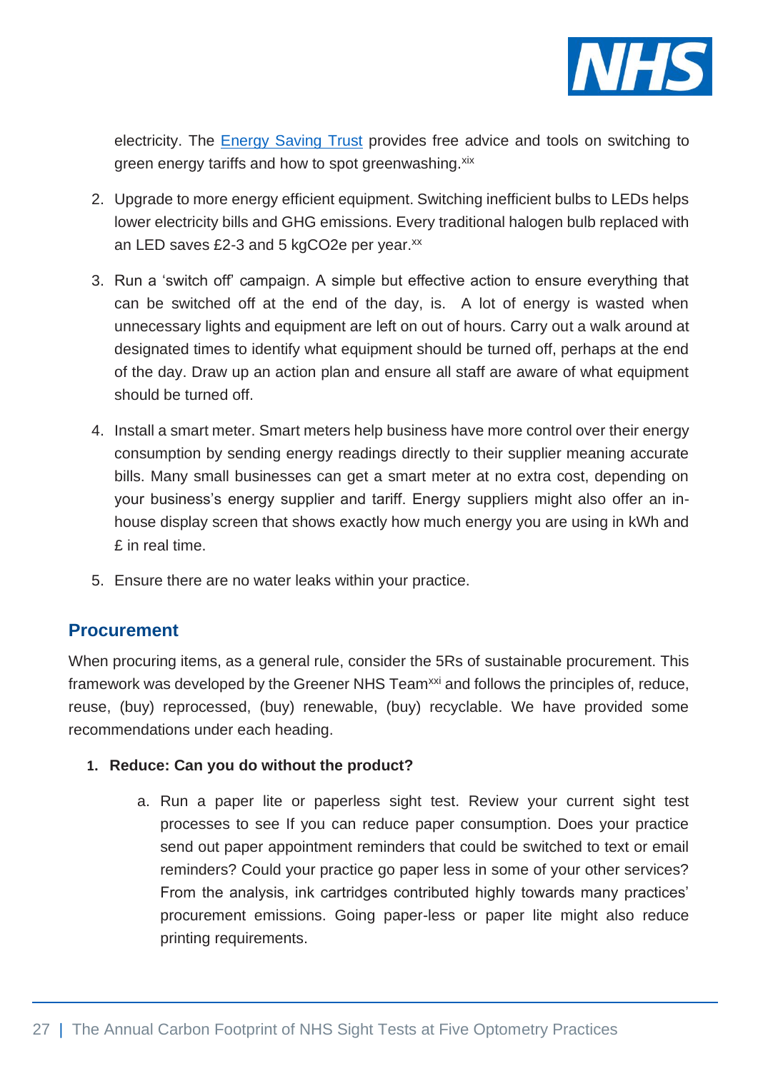electricity. The Energy Saving Trust provides free advice and tools on switching to green energy tariffs and how to spot greenwashing.[xix]

2. Upgrade to more energy efficient equipment. Switching inefficient bulbs to LEDs helps lower electricity bills and GHG emissions. Every traditional halogen bulb replaced with an LED saves £2-3 and 5 kgCO2e per year.[xx]

3. Run a 'switch off' campaign. A simple but effective action to ensure everything that can be switched off at the end of the day, is. A lot of energy is wasted when unnecessary lights and equipment are left on out of hours. Carry out a walk around at designated times to identify what equipment should be turned off, perhaps at the end of the day. Draw up an action plan and ensure all staff are aware of what equipment should be turned off.

4. Install a smart meter. Smart meters help business have more control over their energy consumption by sending energy readings directly to their supplier meaning accurate bills. Many small businesses can get a smart meter at no extra cost, depending on your business's energy supplier and tariff. Energy suppliers might also offer an in-house display screen that shows exactly how much energy you are using in kWh and £ in real time.

5. Ensure there are no water leaks within your practice.

## Procurement

When procuring items, as a general rule, consider the 5Rs of sustainable procurement. This framework was developed by the Greener NHS Team[xxi] and follows the principles of, reduce, reuse, (buy) reprocessed, (buy) renewable, (buy) recyclable. We have provided some recommendations under each heading.

1. **Reduce: Can you do without the product?**

   a. Run a paper lite or paperless sight test. Review your current sight test processes to see If you can reduce paper consumption. Does your practice send out paper appointment reminders that could be switched to text or email reminders? Could your practice go paper less in some of your other services? From the analysis, ink cartridges contributed highly towards many practices' procurement emissions. Going paper-less or paper lite might also reduce printing requirements.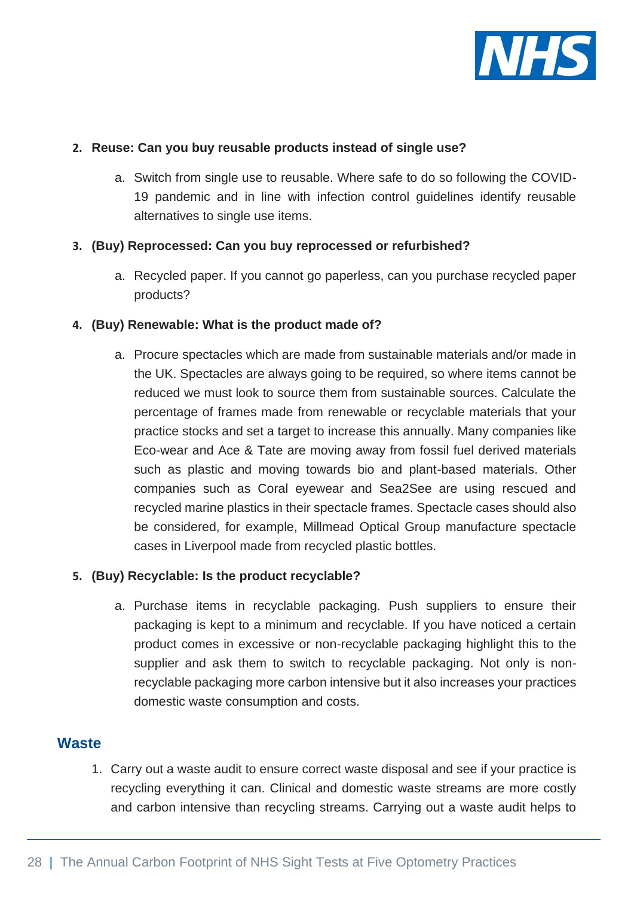2. **Reuse: Can you buy reusable products instead of single use?**

    a. Switch from single use to reusable. Where safe to do so following the COVID-19 pandemic and in line with infection control guidelines identify reusable alternatives to single use items.

3. **(Buy) Reprocessed: Can you buy reprocessed or refurbished?**

    a. Recycled paper. If you cannot go paperless, can you purchase recycled paper products?

4. **(Buy) Renewable: What is the product made of?**

    a. Procure spectacles which are made from sustainable materials and/or made in the UK. Spectacles are always going to be required, so where items cannot be reduced we must look to source them from sustainable sources. Calculate the percentage of frames made from renewable or recyclable materials that your practice stocks and set a target to increase this annually. Many companies like Eco-wear and Ace & Tate are moving away from fossil fuel derived materials such as plastic and moving towards bio and plant-based materials. Other companies such as Coral eyewear and Sea2See are using rescued and recycled marine plastics in their spectacle frames. Spectacle cases should also be considered, for example, Millmead Optical Group manufacture spectacle cases in Liverpool made from recycled plastic bottles.

5. **(Buy) Recyclable: Is the product recyclable?**

    a. Purchase items in recyclable packaging. Push suppliers to ensure their packaging is kept to a minimum and recyclable. If you have noticed a certain product comes in excessive or non-recyclable packaging highlight this to the supplier and ask them to switch to recyclable packaging. Not only is non-recyclable packaging more carbon intensive but it also increases your practices domestic waste consumption and costs.

## Waste

1. Carry out a waste audit to ensure correct waste disposal and see if your practice is recycling everything it can. Clinical and domestic waste streams are more costly and carbon intensive than recycling streams. Carrying out a waste audit helps to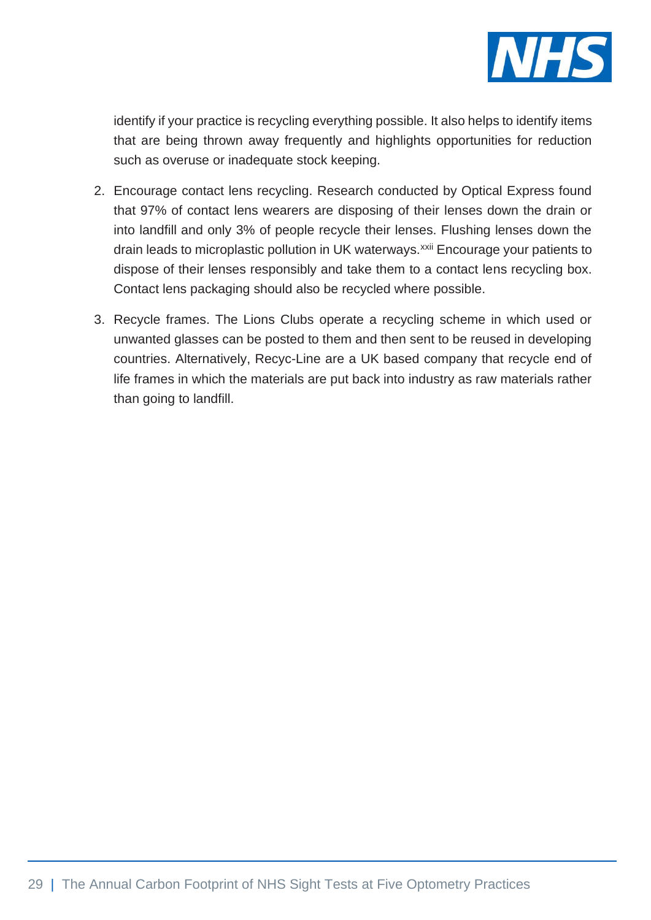identify if your practice is recycling everything possible. It also helps to identify items that are being thrown away frequently and highlights opportunities for reduction such as overuse or inadequate stock keeping.

2. Encourage contact lens recycling. Research conducted by Optical Express found that 97% of contact lens wearers are disposing of their lenses down the drain or into landfill and only 3% of people recycle their lenses. Flushing lenses down the drain leads to microplastic pollution in UK waterways.[xxii] Encourage your patients to dispose of their lenses responsibly and take them to a contact lens recycling box. Contact lens packaging should also be recycled where possible.
3. Recycle frames. The Lions Clubs operate a recycling scheme in which used or unwanted glasses can be posted to them and then sent to be reused in developing countries. Alternatively, Recyc-Line are a UK based company that recycle end of life frames in which the materials are put back into industry as raw materials rather than going to landfill.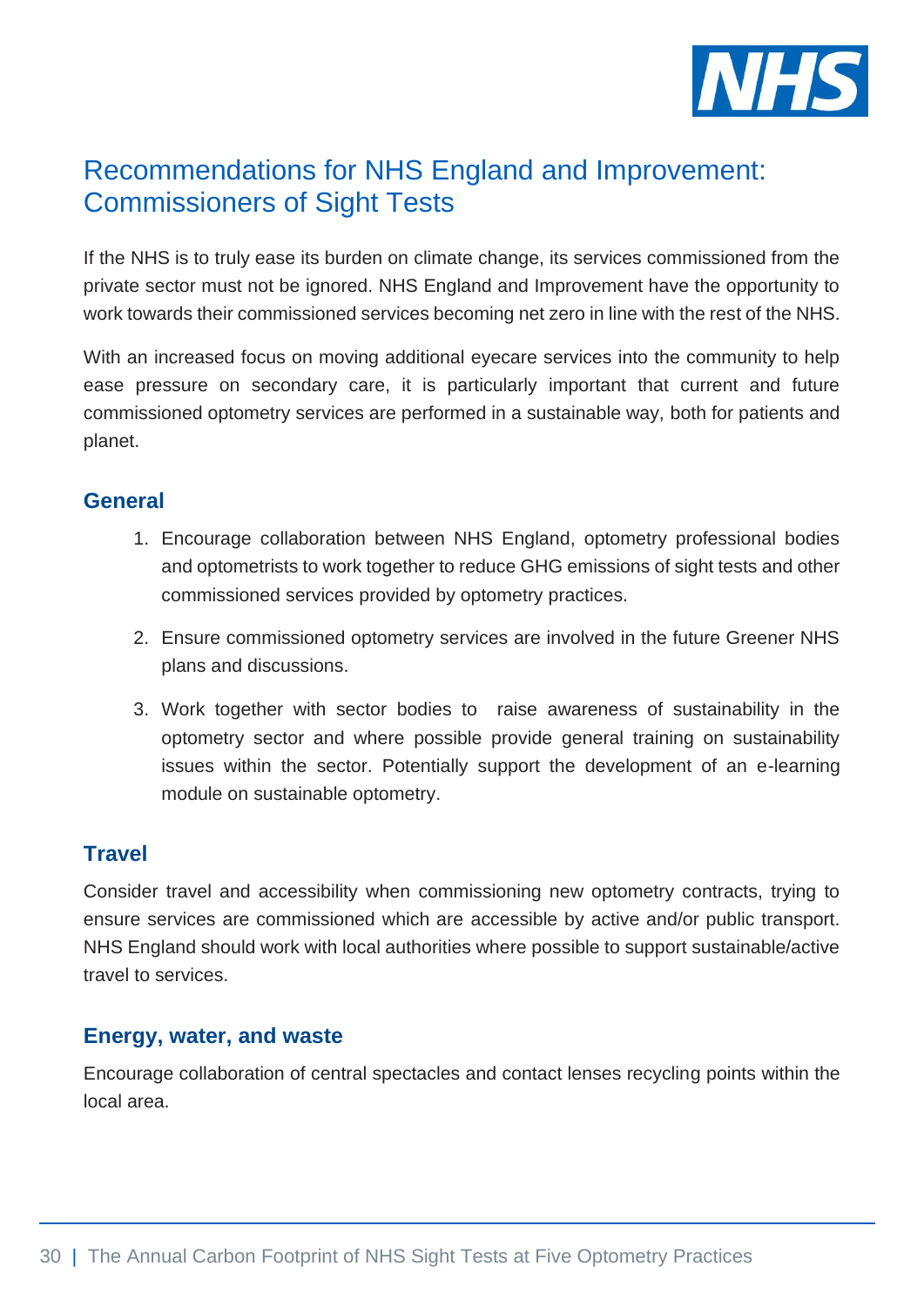## Recommendations for NHS England and Improvement: Commissioners of Sight Tests

If the NHS is to truly ease its burden on climate change, its services commissioned from the private sector must not be ignored. NHS England and Improvement have the opportunity to work towards their commissioned services becoming net zero in line with the rest of the NHS.

With an increased focus on moving additional eyecare services into the community to help ease pressure on secondary care, it is particularly important that current and future commissioned optometry services are performed in a sustainable way, both for patients and planet.

### General

1. Encourage collaboration between NHS England, optometry professional bodies and optometrists to work together to reduce GHG emissions of sight tests and other commissioned services provided by optometry practices.
2. Ensure commissioned optometry services are involved in the future Greener NHS plans and discussions.
3. Work together with sector bodies to raise awareness of sustainability in the optometry sector and where possible provide general training on sustainability issues within the sector. Potentially support the development of an e-learning module on sustainable optometry.

### Travel

Consider travel and accessibility when commissioning new optometry contracts, trying to ensure services are commissioned which are accessible by active and/or public transport. NHS England should work with local authorities where possible to support sustainable/active travel to services.

### Energy, water, and waste

Encourage collaboration of central spectacles and contact lenses recycling points within the local area.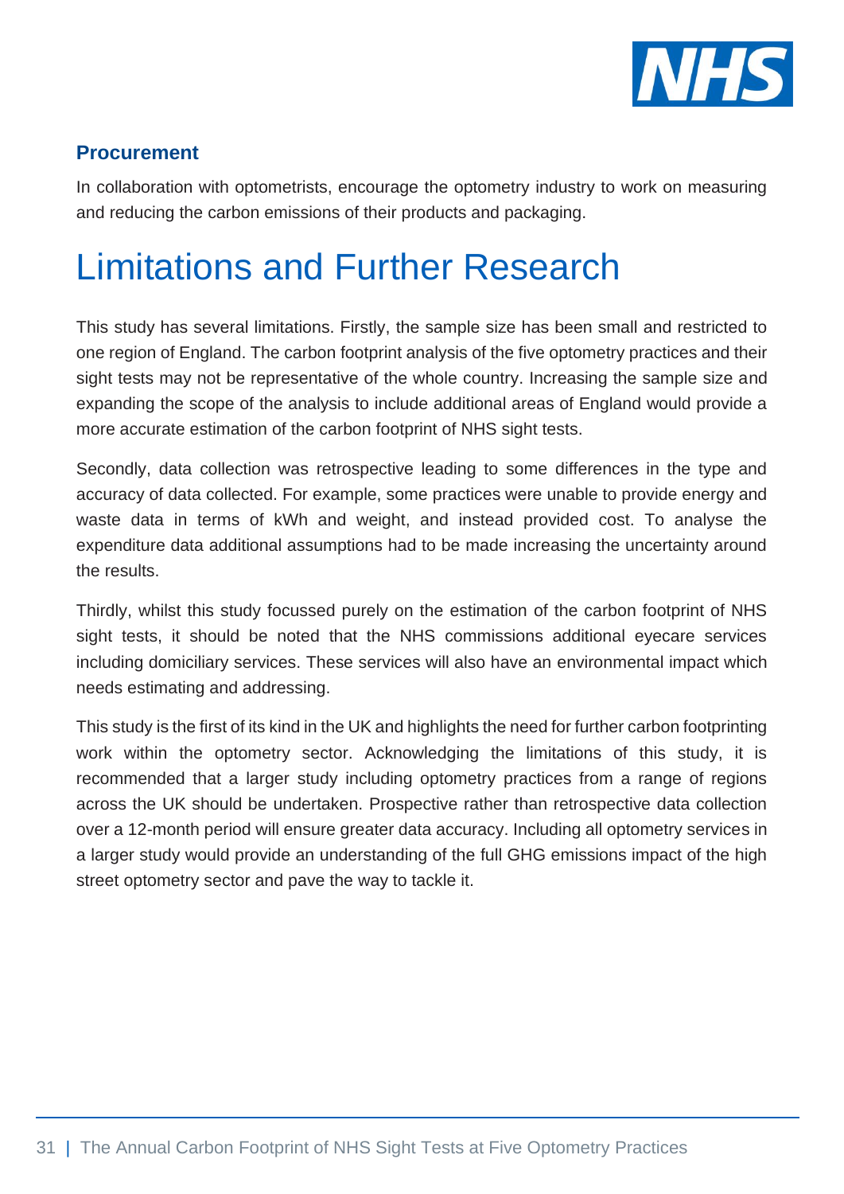### Procurement

In collaboration with optometrists, encourage the optometry industry to work on measuring and reducing the carbon emissions of their products and packaging.

# Limitations and Further Research

This study has several limitations. Firstly, the sample size has been small and restricted to one region of England. The carbon footprint analysis of the five optometry practices and their sight tests may not be representative of the whole country. Increasing the sample size and expanding the scope of the analysis to include additional areas of England would provide a more accurate estimation of the carbon footprint of NHS sight tests.

Secondly, data collection was retrospective leading to some differences in the type and accuracy of data collected. For example, some practices were unable to provide energy and waste data in terms of kWh and weight, and instead provided cost. To analyse the expenditure data additional assumptions had to be made increasing the uncertainty around the results.

Thirdly, whilst this study focussed purely on the estimation of the carbon footprint of NHS sight tests, it should be noted that the NHS commissions additional eyecare services including domiciliary services. These services will also have an environmental impact which needs estimating and addressing.

This study is the first of its kind in the UK and highlights the need for further carbon footprinting work within the optometry sector. Acknowledging the limitations of this study, it is recommended that a larger study including optometry practices from a range of regions across the UK should be undertaken. Prospective rather than retrospective data collection over a 12-month period will ensure greater data accuracy. Including all optometry services in a larger study would provide an understanding of the full GHG emissions impact of the high street optometry sector and pave the way to tackle it.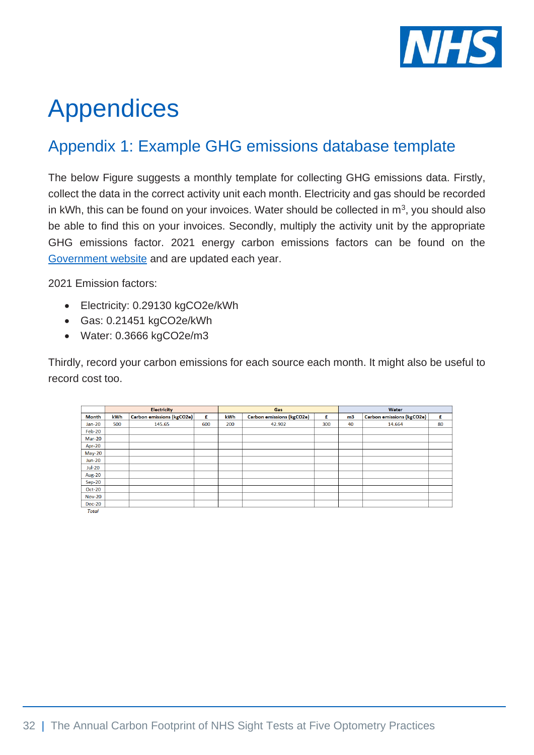# Appendices

## Appendix 1: Example GHG emissions database template

The below Figure suggests a monthly template for collecting GHG emissions data. Firstly, collect the data in the correct activity unit each month. Electricity and gas should be recorded in kWh, this can be found on your invoices. Water should be collected in m$^3$, you should also be able to find this on your invoices. Secondly, multiply the activity unit by the appropriate GHG emissions factor. 2021 energy carbon emissions factors can be found on the Government website and are updated each year.

2021 Emission factors:

- Electricity: 0.29130 kgCO2e/kWh
- Gas: 0.21451 kgCO2e/kWh
- Water: 0.3666 kgCO2e/m3

Thirdly, record your carbon emissions for each source each month. It might also be useful to record cost too.

| | Electricity | | | Gas | | | Water | | |
|---|---|---|---|---|---|---|---|---|---|
| **Month** | **kWh** | **Carbon emissions (kgCO2e)** | **£** | **kWh** | **Carbon emissions (kgCO2e)** | **£** | **m3** | **Carbon emissions (kgCO2e)** | **£** |
| Jan-20 | 500 | 145.65 | 600 | 200 | 42.902 | 300 | 40 | 14.664 | 80 |
| Feb-20 | | | | | | | | | |
| Mar-20 | | | | | | | | | |
| Apr-20 | | | | | | | | | |
| May-20 | | | | | | | | | |
| Jun-20 | | | | | | | | | |
| Jul-20 | | | | | | | | | |
| Aug-20 | | | | | | | | | |
| Sep-20 | | | | | | | | | |
| Oct-20 | | | | | | | | | |
| Nov-20 | | | | | | | | | |
| Dec-20 | | | | | | | | | |
| *Total* | | | | | | | | | |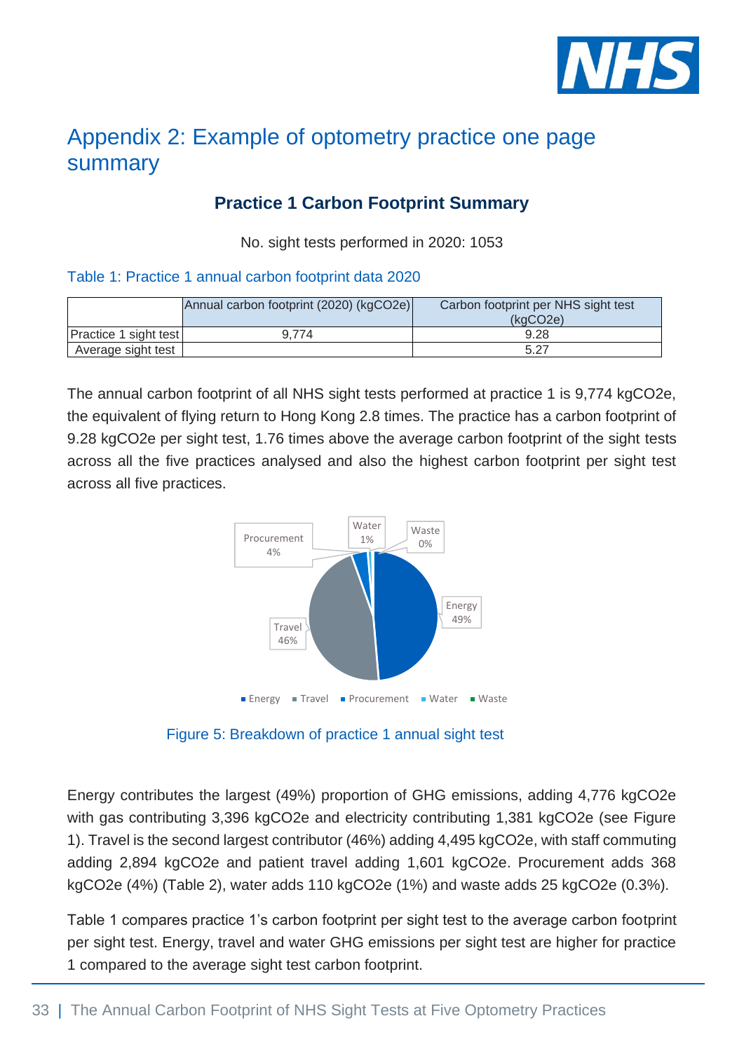# Appendix 2: Example of optometry practice one page summary

### Practice 1 Carbon Footprint Summary

No. sight tests performed in 2020: 1053

Table 1: Practice 1 annual carbon footprint data 2020

| | Annual carbon footprint (2020) (kgCO2e) | Carbon footprint per NHS sight test (kgCO2e) |
|---|---|---|
| Practice 1 sight test | 9,774 | 9.28 |
| Average sight test | | 5.27 |

The annual carbon footprint of all NHS sight tests performed at practice 1 is 9,774 kgCO2e, the equivalent of flying return to Hong Kong 2.8 times. The practice has a carbon footprint of 9.28 kgCO2e per sight test, 1.76 times above the average carbon footprint of the sight tests across all the five practices analysed and also the highest carbon footprint per sight test across all five practices.

Figure 5: Breakdown of practice 1 annual sight test

Energy contributes the largest (49%) proportion of GHG emissions, adding 4,776 kgCO2e with gas contributing 3,396 kgCO2e and electricity contributing 1,381 kgCO2e (see Figure 1). Travel is the second largest contributor (46%) adding 4,495 kgCO2e, with staff commuting adding 2,894 kgCO2e and patient travel adding 1,601 kgCO2e. Procurement adds 368 kgCO2e (4%) (Table 2), water adds 110 kgCO2e (1%) and waste adds 25 kgCO2e (0.3%).

Table 1 compares practice 1's carbon footprint per sight test to the average carbon footprint per sight test. Energy, travel and water GHG emissions per sight test are higher for practice 1 compared to the average sight test carbon footprint.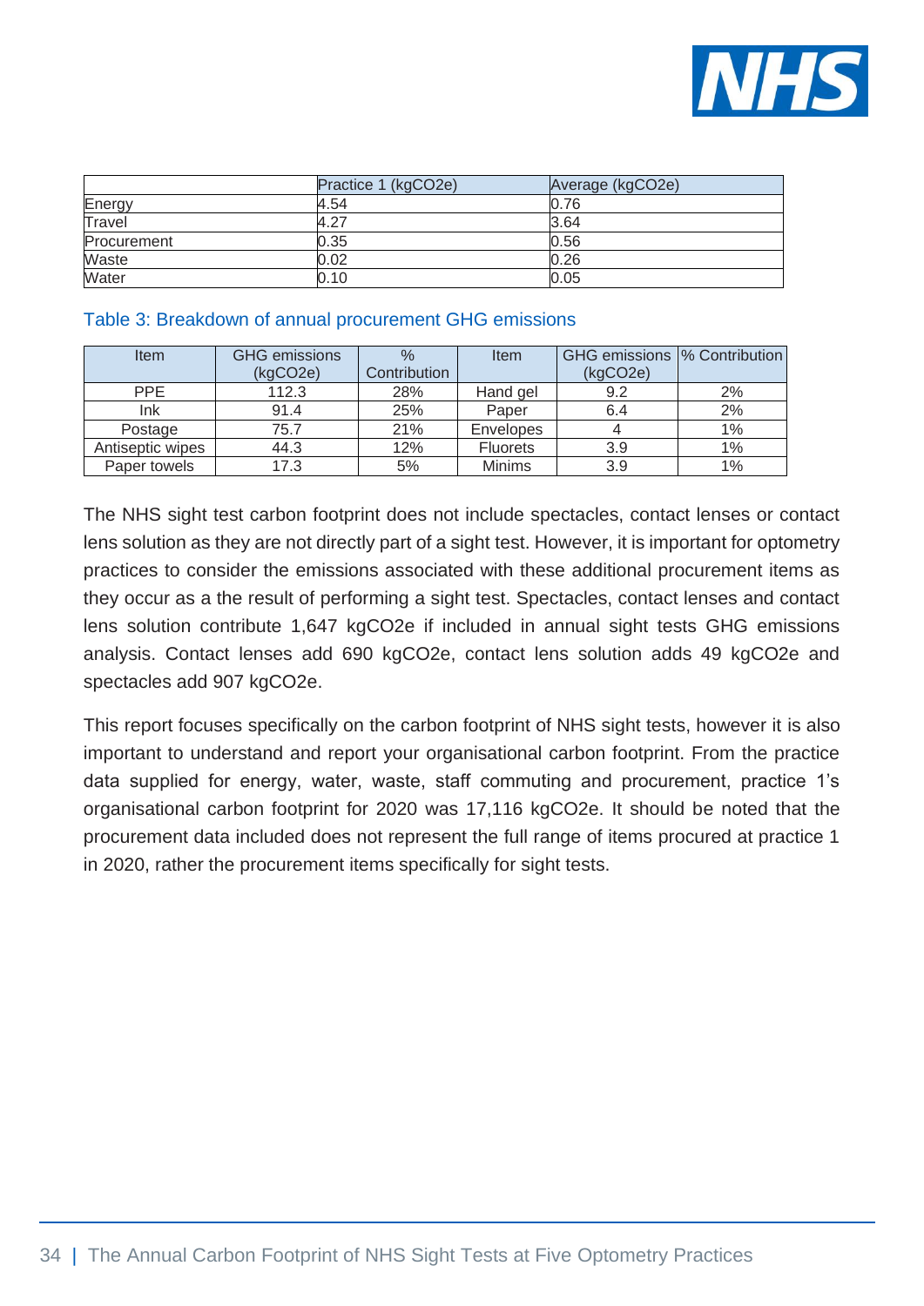| | Practice 1 (kgCO2e) | Average (kgCO2e) |
|---|---|---|
| Energy | 4.54 | 0.76 |
| Travel | 4.27 | 3.64 |
| Procurement | 0.35 | 0.56 |
| Waste | 0.02 | 0.26 |
| Water | 0.10 | 0.05 |

Table 3: Breakdown of annual procurement GHG emissions

| Item | GHG emissions (kgCO2e) | % Contribution | Item | GHG emissions (kgCO2e) | % Contribution |
|---|---|---|---|---|---|
| PPE | 112.3 | 28% | Hand gel | 9.2 | 2% |
| Ink | 91.4 | 25% | Paper | 6.4 | 2% |
| Postage | 75.7 | 21% | Envelopes | 4 | 1% |
| Antiseptic wipes | 44.3 | 12% | Fluorets | 3.9 | 1% |
| Paper towels | 17.3 | 5% | Minims | 3.9 | 1% |

The NHS sight test carbon footprint does not include spectacles, contact lenses or contact lens solution as they are not directly part of a sight test. However, it is important for optometry practices to consider the emissions associated with these additional procurement items as they occur as a the result of performing a sight test. Spectacles, contact lenses and contact lens solution contribute 1,647 kgCO2e if included in annual sight tests GHG emissions analysis. Contact lenses add 690 kgCO2e, contact lens solution adds 49 kgCO2e and spectacles add 907 kgCO2e.

This report focuses specifically on the carbon footprint of NHS sight tests, however it is also important to understand and report your organisational carbon footprint. From the practice data supplied for energy, water, waste, staff commuting and procurement, practice 1's organisational carbon footprint for 2020 was 17,116 kgCO2e. It should be noted that the procurement data included does not represent the full range of items procured at practice 1 in 2020, rather the procurement items specifically for sight tests.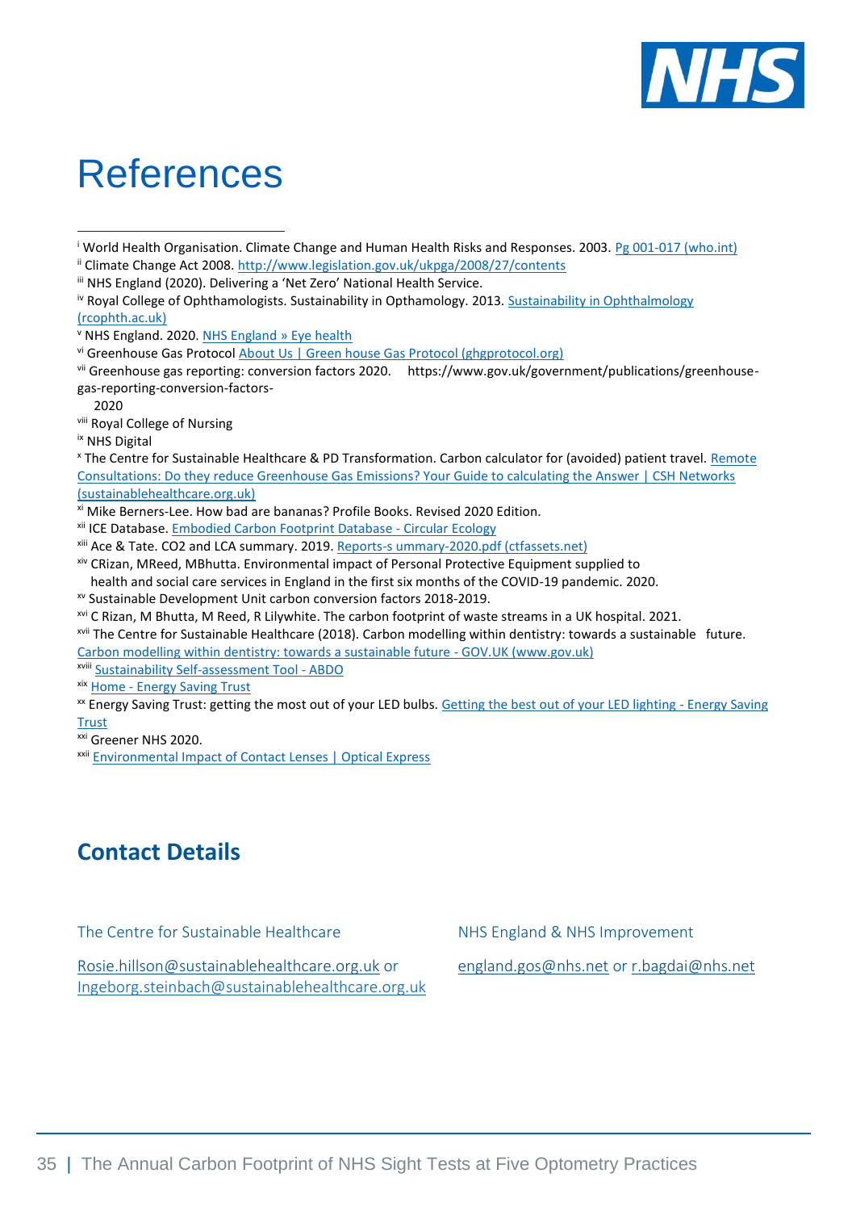# References

[i] World Health Organisation. Climate Change and Human Health Risks and Responses. 2003. Pg 001-017 (who.int)

[ii] Climate Change Act 2008. http://www.legislation.gov.uk/ukpga/2008/27/contents

[iii] NHS England (2020). Delivering a 'Net Zero' National Health Service.

[iv] Royal College of Ophthamologists. Sustainability in Opthamology. 2013. Sustainability in Ophthalmology (rcophth.ac.uk)

[v] NHS England. 2020. NHS England » Eye health

[vi] Greenhouse Gas Protocol About Us | Green house Gas Protocol (ghgprotocol.org)

[vii] Greenhouse gas reporting: conversion factors 2020. https://www.gov.uk/government/publications/greenhouse-gas-reporting-conversion-factors-2020

[viii] Royal College of Nursing

[ix] NHS Digital

[x] The Centre for Sustainable Healthcare & PD Transformation. Carbon calculator for (avoided) patient travel. Remote Consultations: Do they reduce Greenhouse Gas Emissions? Your Guide to calculating the Answer | CSH Networks (sustainablehealthcare.org.uk)

[xi] Mike Berners-Lee. How bad are bananas? Profile Books. Revised 2020 Edition.

[xii] ICE Database. Embodied Carbon Footprint Database - Circular Ecology

[xiii] Ace & Tate. CO2 and LCA summary. 2019. Reports-s ummary-2020.pdf (ctfassets.net)

[xiv] CRizan, MReed, MBhutta. Environmental impact of Personal Protective Equipment supplied to health and social care services in England in the first six months of the COVID-19 pandemic. 2020.

[xv] Sustainable Development Unit carbon conversion factors 2018-2019.

[xvi] C Rizan, M Bhutta, M Reed, R Lilywhite. The carbon footprint of waste streams in a UK hospital. 2021.

[xvii] The Centre for Sustainable Healthcare (2018). Carbon modelling within dentistry: towards a sustainable future. Carbon modelling within dentistry: towards a sustainable future - GOV.UK (www.gov.uk)

[xviii] Sustainability Self-assessment Tool - ABDO

[xix] Home - Energy Saving Trust

[xx] Energy Saving Trust: getting the most out of your LED bulbs. Getting the best out of your LED lighting - Energy Saving Trust

[xxi] Greener NHS 2020.

[xxii] Environmental Impact of Contact Lenses | Optical Express

## Contact Details

The Centre for Sustainable Healthcare

Rosie.hillson@sustainablehealthcare.org.uk or Ingeborg.steinbach@sustainablehealthcare.org.uk

NHS England & NHS Improvement

england.gos@nhs.net or r.bagdai@nhs.net